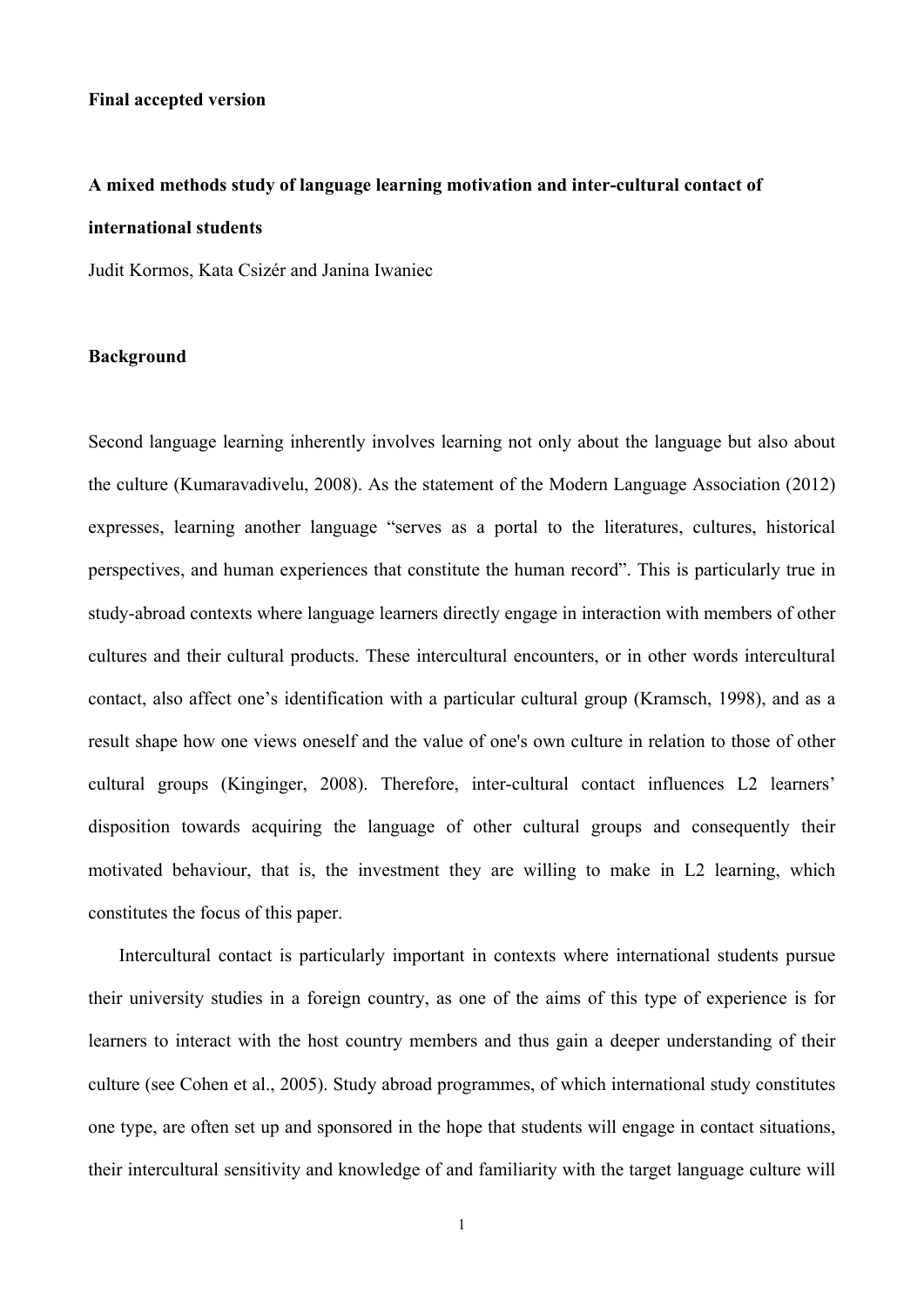**Final accepted version**

# A mixed methods study of language learning motivation and inter-cultural contact of international students

Judit Kormos, Kata Csizér and Janina Iwaniec

## Background

Second language learning inherently involves learning not only about the language but also about the culture (Kumaravadivelu, 2008). As the statement of the Modern Language Association (2012) expresses, learning another language "serves as a portal to the literatures, cultures, historical perspectives, and human experiences that constitute the human record". This is particularly true in study-abroad contexts where language learners directly engage in interaction with members of other cultures and their cultural products. These intercultural encounters, or in other words intercultural contact, also affect one's identification with a particular cultural group (Kramsch, 1998), and as a result shape how one views oneself and the value of one's own culture in relation to those of other cultural groups (Kinginger, 2008). Therefore, inter-cultural contact influences L2 learners' disposition towards acquiring the language of other cultural groups and consequently their motivated behaviour, that is, the investment they are willing to make in L2 learning, which constitutes the focus of this paper.

Intercultural contact is particularly important in contexts where international students pursue their university studies in a foreign country, as one of the aims of this type of experience is for learners to interact with the host country members and thus gain a deeper understanding of their culture (see Cohen et al., 2005). Study abroad programmes, of which international study constitutes one type, are often set up and sponsored in the hope that students will engage in contact situations, their intercultural sensitivity and knowledge of and familiarity with the target language culture will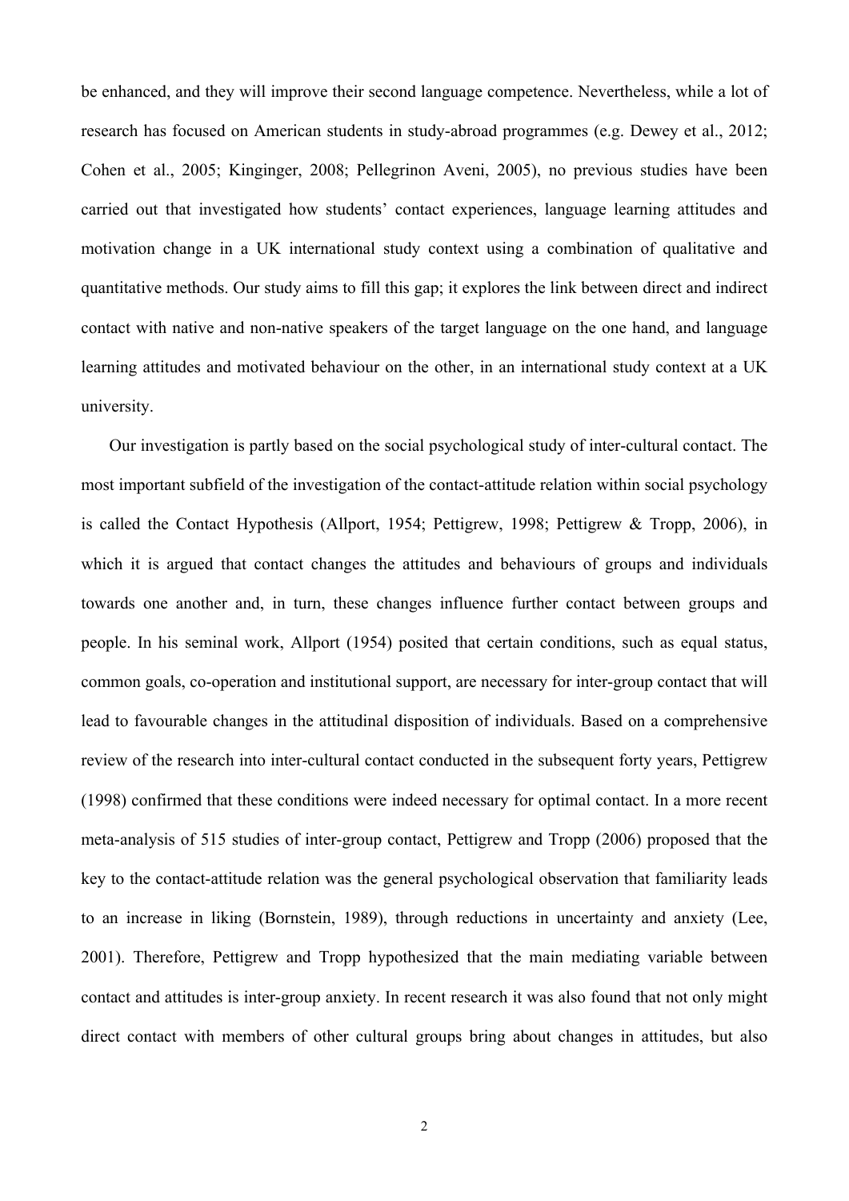be enhanced, and they will improve their second language competence. Nevertheless, while a lot of research has focused on American students in study-abroad programmes (e.g. Dewey et al., 2012; Cohen et al., 2005; Kinginger, 2008; Pellegrinon Aveni, 2005), no previous studies have been carried out that investigated how students' contact experiences, language learning attitudes and motivation change in a UK international study context using a combination of qualitative and quantitative methods. Our study aims to fill this gap; it explores the link between direct and indirect contact with native and non-native speakers of the target language on the one hand, and language learning attitudes and motivated behaviour on the other, in an international study context at a UK university.

Our investigation is partly based on the social psychological study of inter-cultural contact. The most important subfield of the investigation of the contact-attitude relation within social psychology is called the Contact Hypothesis (Allport, 1954; Pettigrew, 1998; Pettigrew & Tropp, 2006), in which it is argued that contact changes the attitudes and behaviours of groups and individuals towards one another and, in turn, these changes influence further contact between groups and people. In his seminal work, Allport (1954) posited that certain conditions, such as equal status, common goals, co-operation and institutional support, are necessary for inter-group contact that will lead to favourable changes in the attitudinal disposition of individuals. Based on a comprehensive review of the research into inter-cultural contact conducted in the subsequent forty years, Pettigrew (1998) confirmed that these conditions were indeed necessary for optimal contact. In a more recent meta-analysis of 515 studies of inter-group contact, Pettigrew and Tropp (2006) proposed that the key to the contact-attitude relation was the general psychological observation that familiarity leads to an increase in liking (Bornstein, 1989), through reductions in uncertainty and anxiety (Lee, 2001). Therefore, Pettigrew and Tropp hypothesized that the main mediating variable between contact and attitudes is inter-group anxiety. In recent research it was also found that not only might direct contact with members of other cultural groups bring about changes in attitudes, but also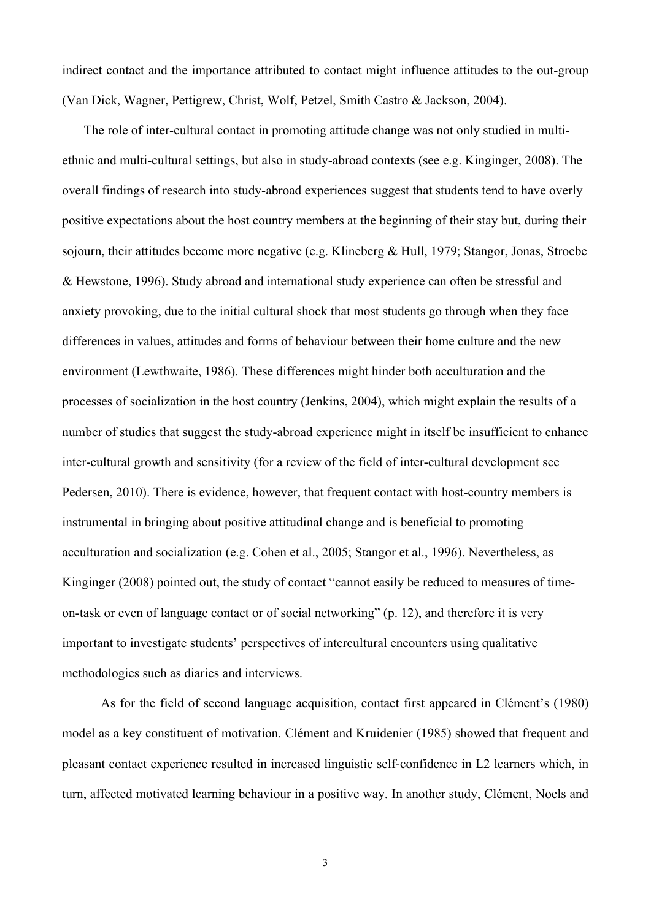indirect contact and the importance attributed to contact might influence attitudes to the out-group (Van Dick, Wagner, Pettigrew, Christ, Wolf, Petzel, Smith Castro & Jackson, 2004).

The role of inter-cultural contact in promoting attitude change was not only studied in multi-ethnic and multi-cultural settings, but also in study-abroad contexts (see e.g. Kinginger, 2008). The overall findings of research into study-abroad experiences suggest that students tend to have overly positive expectations about the host country members at the beginning of their stay but, during their sojourn, their attitudes become more negative (e.g. Klineberg & Hull, 1979; Stangor, Jonas, Stroebe & Hewstone, 1996). Study abroad and international study experience can often be stressful and anxiety provoking, due to the initial cultural shock that most students go through when they face differences in values, attitudes and forms of behaviour between their home culture and the new environment (Lewthwaite, 1986). These differences might hinder both acculturation and the processes of socialization in the host country (Jenkins, 2004), which might explain the results of a number of studies that suggest the study-abroad experience might in itself be insufficient to enhance inter-cultural growth and sensitivity (for a review of the field of inter-cultural development see Pedersen, 2010). There is evidence, however, that frequent contact with host-country members is instrumental in bringing about positive attitudinal change and is beneficial to promoting acculturation and socialization (e.g. Cohen et al., 2005; Stangor et al., 1996). Nevertheless, as Kinginger (2008) pointed out, the study of contact "cannot easily be reduced to measures of time-on-task or even of language contact or of social networking" (p. 12), and therefore it is very important to investigate students' perspectives of intercultural encounters using qualitative methodologies such as diaries and interviews.

As for the field of second language acquisition, contact first appeared in Clément's (1980) model as a key constituent of motivation. Clément and Kruidenier (1985) showed that frequent and pleasant contact experience resulted in increased linguistic self-confidence in L2 learners which, in turn, affected motivated learning behaviour in a positive way. In another study, Clément, Noels and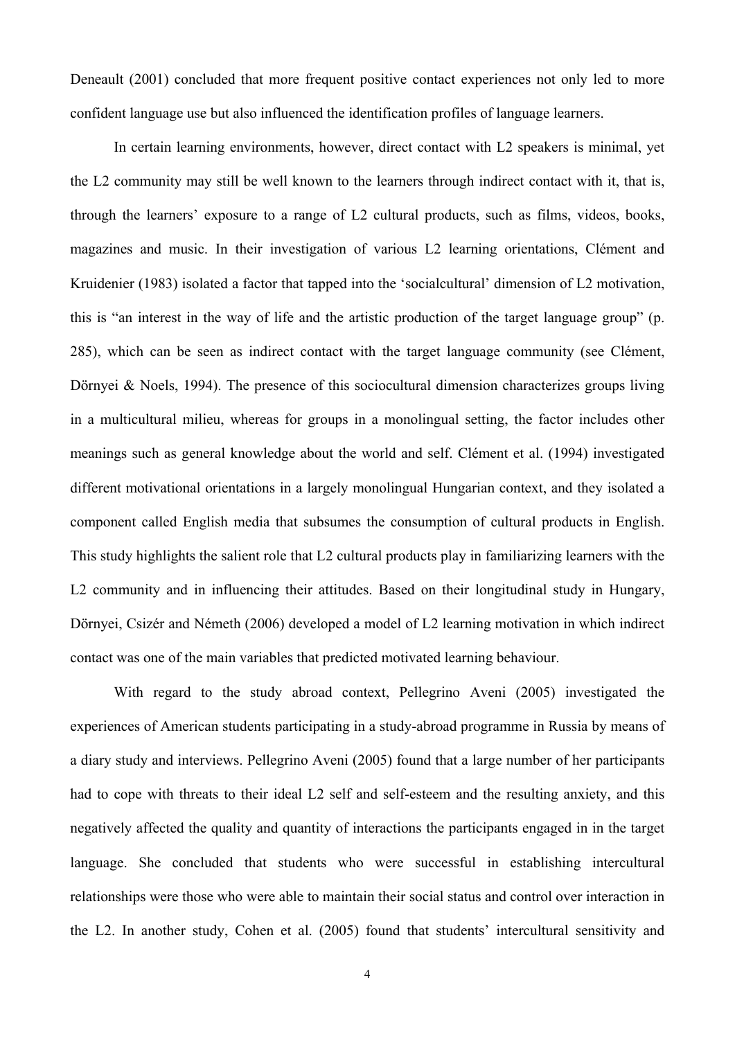Deneault (2001) concluded that more frequent positive contact experiences not only led to more confident language use but also influenced the identification profiles of language learners.

In certain learning environments, however, direct contact with L2 speakers is minimal, yet the L2 community may still be well known to the learners through indirect contact with it, that is, through the learners' exposure to a range of L2 cultural products, such as films, videos, books, magazines and music. In their investigation of various L2 learning orientations, Clément and Kruidenier (1983) isolated a factor that tapped into the 'socialcultural' dimension of L2 motivation, this is "an interest in the way of life and the artistic production of the target language group" (p. 285), which can be seen as indirect contact with the target language community (see Clément, Dörnyei & Noels, 1994). The presence of this sociocultural dimension characterizes groups living in a multicultural milieu, whereas for groups in a monolingual setting, the factor includes other meanings such as general knowledge about the world and self. Clément et al. (1994) investigated different motivational orientations in a largely monolingual Hungarian context, and they isolated a component called English media that subsumes the consumption of cultural products in English. This study highlights the salient role that L2 cultural products play in familiarizing learners with the L2 community and in influencing their attitudes. Based on their longitudinal study in Hungary, Dörnyei, Csizér and Németh (2006) developed a model of L2 learning motivation in which indirect contact was one of the main variables that predicted motivated learning behaviour.

With regard to the study abroad context, Pellegrino Aveni (2005) investigated the experiences of American students participating in a study-abroad programme in Russia by means of a diary study and interviews. Pellegrino Aveni (2005) found that a large number of her participants had to cope with threats to their ideal L2 self and self-esteem and the resulting anxiety, and this negatively affected the quality and quantity of interactions the participants engaged in in the target language. She concluded that students who were successful in establishing intercultural relationships were those who were able to maintain their social status and control over interaction in the L2. In another study, Cohen et al. (2005) found that students' intercultural sensitivity and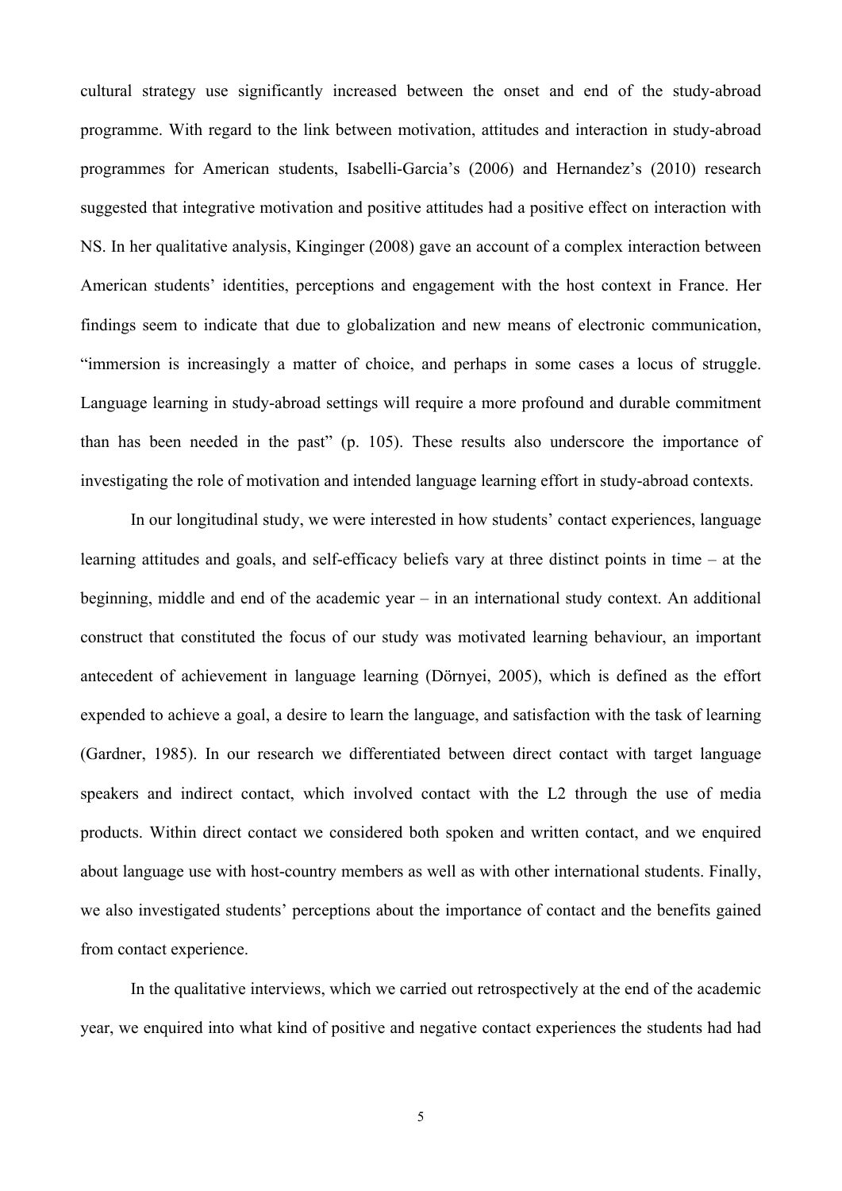cultural strategy use significantly increased between the onset and end of the study-abroad programme. With regard to the link between motivation, attitudes and interaction in study-abroad programmes for American students, Isabelli-Garcia's (2006) and Hernandez's (2010) research suggested that integrative motivation and positive attitudes had a positive effect on interaction with NS. In her qualitative analysis, Kinginger (2008) gave an account of a complex interaction between American students' identities, perceptions and engagement with the host context in France. Her findings seem to indicate that due to globalization and new means of electronic communication, "immersion is increasingly a matter of choice, and perhaps in some cases a locus of struggle. Language learning in study-abroad settings will require a more profound and durable commitment than has been needed in the past" (p. 105). These results also underscore the importance of investigating the role of motivation and intended language learning effort in study-abroad contexts.

In our longitudinal study, we were interested in how students' contact experiences, language learning attitudes and goals, and self-efficacy beliefs vary at three distinct points in time – at the beginning, middle and end of the academic year – in an international study context. An additional construct that constituted the focus of our study was motivated learning behaviour, an important antecedent of achievement in language learning (Dörnyei, 2005), which is defined as the effort expended to achieve a goal, a desire to learn the language, and satisfaction with the task of learning (Gardner, 1985). In our research we differentiated between direct contact with target language speakers and indirect contact, which involved contact with the L2 through the use of media products. Within direct contact we considered both spoken and written contact, and we enquired about language use with host-country members as well as with other international students. Finally, we also investigated students' perceptions about the importance of contact and the benefits gained from contact experience.

In the qualitative interviews, which we carried out retrospectively at the end of the academic year, we enquired into what kind of positive and negative contact experiences the students had had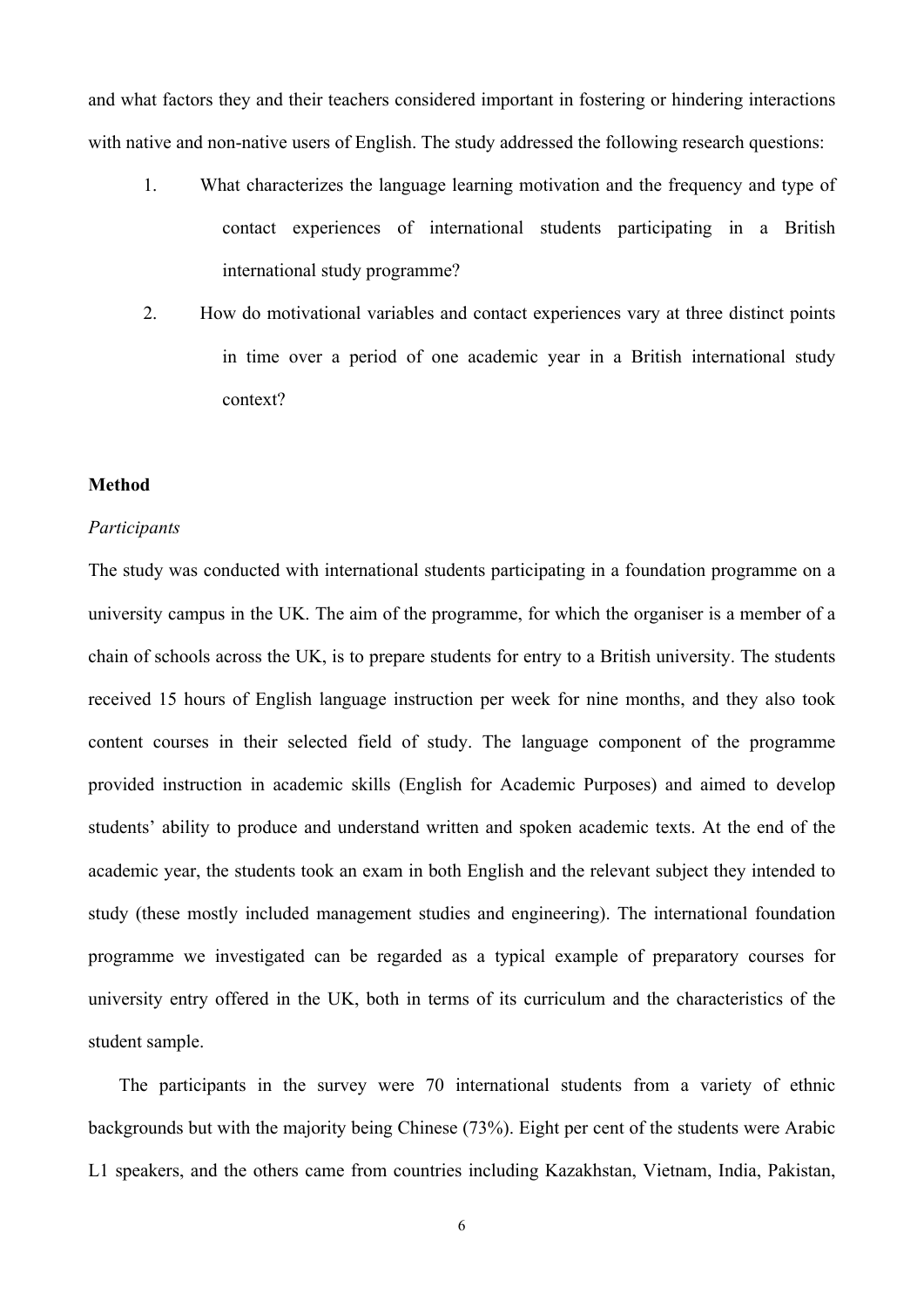and what factors they and their teachers considered important in fostering or hindering interactions with native and non-native users of English. The study addressed the following research questions:

1. What characterizes the language learning motivation and the frequency and type of contact experiences of international students participating in a British international study programme?
2. How do motivational variables and contact experiences vary at three distinct points in time over a period of one academic year in a British international study context?

## Method

### *Participants*

The study was conducted with international students participating in a foundation programme on a university campus in the UK. The aim of the programme, for which the organiser is a member of a chain of schools across the UK, is to prepare students for entry to a British university. The students received 15 hours of English language instruction per week for nine months, and they also took content courses in their selected field of study. The language component of the programme provided instruction in academic skills (English for Academic Purposes) and aimed to develop students' ability to produce and understand written and spoken academic texts. At the end of the academic year, the students took an exam in both English and the relevant subject they intended to study (these mostly included management studies and engineering). The international foundation programme we investigated can be regarded as a typical example of preparatory courses for university entry offered in the UK, both in terms of its curriculum and the characteristics of the student sample.

The participants in the survey were 70 international students from a variety of ethnic backgrounds but with the majority being Chinese (73%). Eight per cent of the students were Arabic L1 speakers, and the others came from countries including Kazakhstan, Vietnam, India, Pakistan,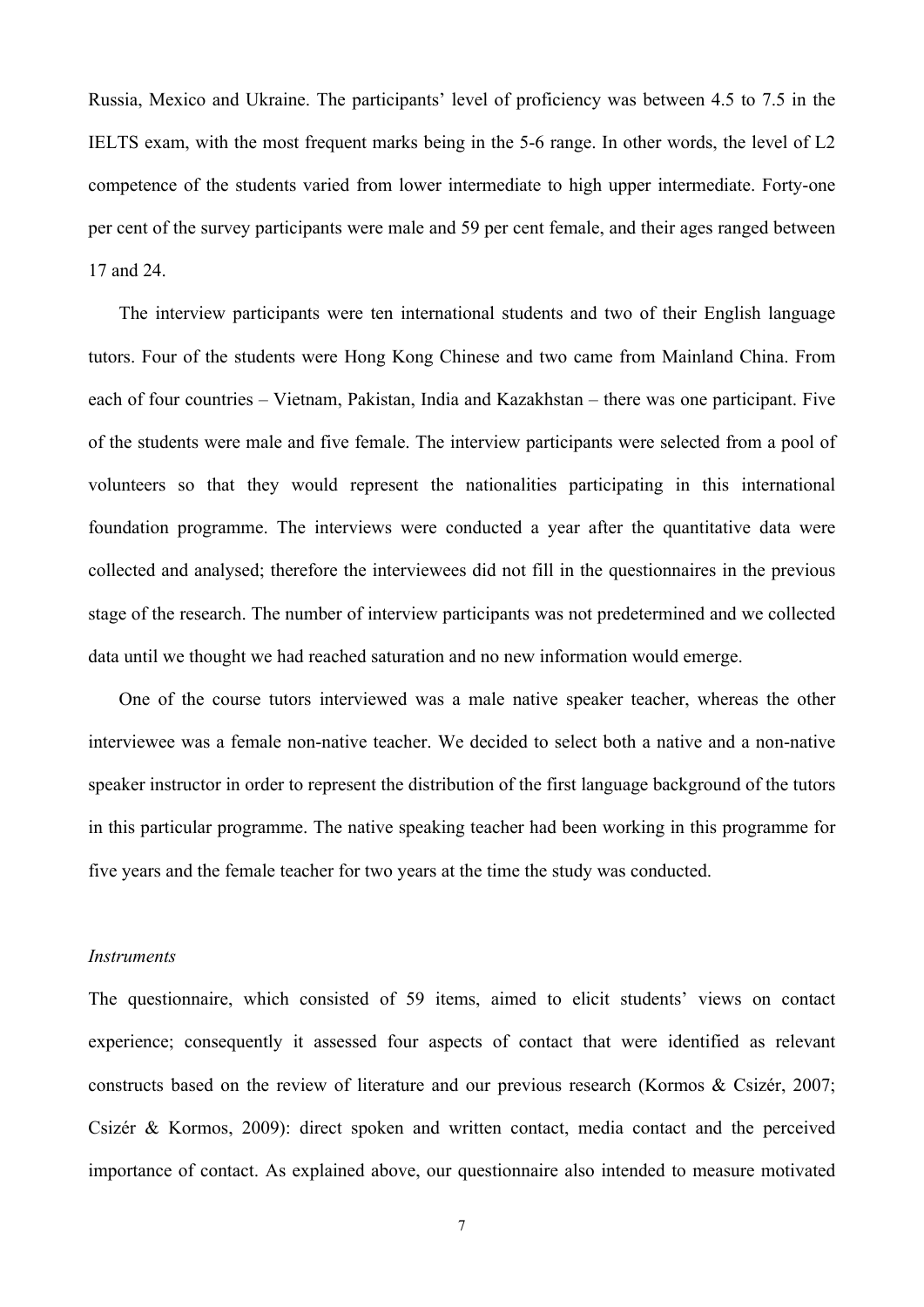Russia, Mexico and Ukraine. The participants' level of proficiency was between 4.5 to 7.5 in the IELTS exam, with the most frequent marks being in the 5-6 range. In other words, the level of L2 competence of the students varied from lower intermediate to high upper intermediate. Forty-one per cent of the survey participants were male and 59 per cent female, and their ages ranged between 17 and 24.

The interview participants were ten international students and two of their English language tutors. Four of the students were Hong Kong Chinese and two came from Mainland China. From each of four countries – Vietnam, Pakistan, India and Kazakhstan – there was one participant. Five of the students were male and five female. The interview participants were selected from a pool of volunteers so that they would represent the nationalities participating in this international foundation programme. The interviews were conducted a year after the quantitative data were collected and analysed; therefore the interviewees did not fill in the questionnaires in the previous stage of the research. The number of interview participants was not predetermined and we collected data until we thought we had reached saturation and no new information would emerge.

One of the course tutors interviewed was a male native speaker teacher, whereas the other interviewee was a female non-native teacher. We decided to select both a native and a non-native speaker instructor in order to represent the distribution of the first language background of the tutors in this particular programme. The native speaking teacher had been working in this programme for five years and the female teacher for two years at the time the study was conducted.

*Instruments*

The questionnaire, which consisted of 59 items, aimed to elicit students' views on contact experience; consequently it assessed four aspects of contact that were identified as relevant constructs based on the review of literature and our previous research (Kormos & Csizér, 2007; Csizér & Kormos, 2009): direct spoken and written contact, media contact and the perceived importance of contact. As explained above, our questionnaire also intended to measure motivated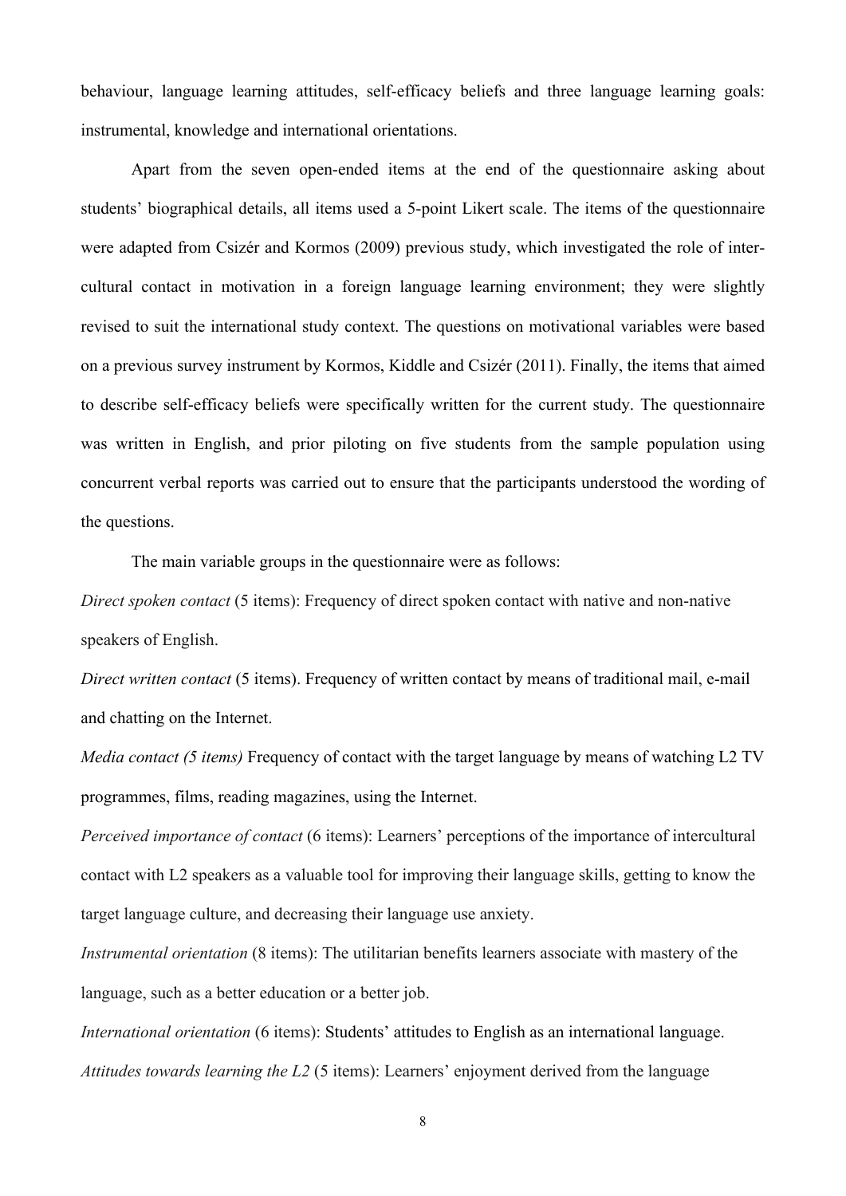behaviour, language learning attitudes, self-efficacy beliefs and three language learning goals: instrumental, knowledge and international orientations.

Apart from the seven open-ended items at the end of the questionnaire asking about students' biographical details, all items used a 5-point Likert scale. The items of the questionnaire were adapted from Csizér and Kormos (2009) previous study, which investigated the role of inter-cultural contact in motivation in a foreign language learning environment; they were slightly revised to suit the international study context. The questions on motivational variables were based on a previous survey instrument by Kormos, Kiddle and Csizér (2011). Finally, the items that aimed to describe self-efficacy beliefs were specifically written for the current study. The questionnaire was written in English, and prior piloting on five students from the sample population using concurrent verbal reports was carried out to ensure that the participants understood the wording of the questions.

The main variable groups in the questionnaire were as follows:

*Direct spoken contact* (5 items): Frequency of direct spoken contact with native and non-native speakers of English.

*Direct written contact* (5 items). Frequency of written contact by means of traditional mail, e-mail and chatting on the Internet.

*Media contact (5 items)* Frequency of contact with the target language by means of watching L2 TV programmes, films, reading magazines, using the Internet.

*Perceived importance of contact* (6 items): Learners' perceptions of the importance of intercultural contact with L2 speakers as a valuable tool for improving their language skills, getting to know the target language culture, and decreasing their language use anxiety.

*Instrumental orientation* (8 items): The utilitarian benefits learners associate with mastery of the language, such as a better education or a better job.

*International orientation* (6 items): Students' attitudes to English as an international language.

*Attitudes towards learning the L2* (5 items): Learners' enjoyment derived from the language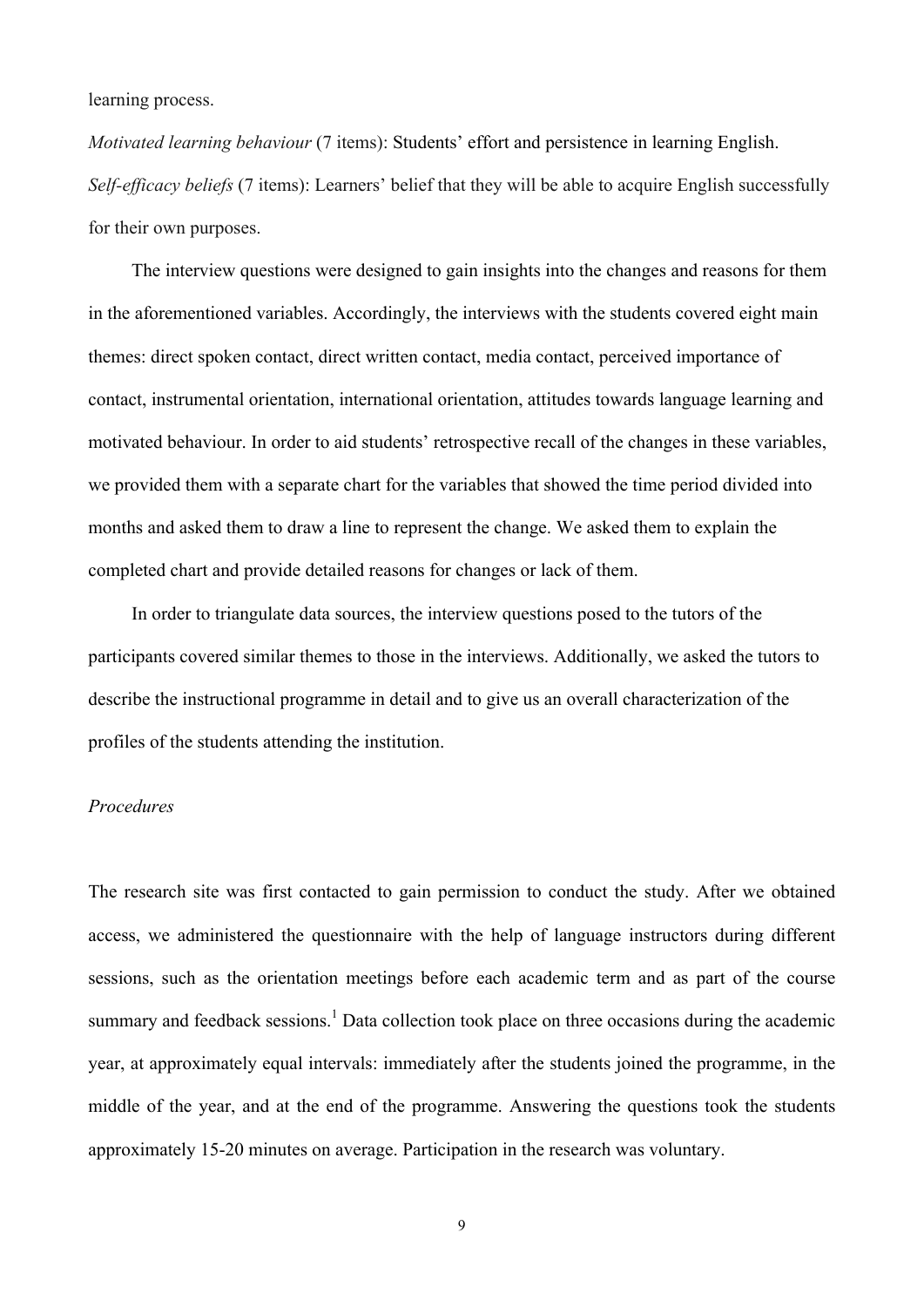learning process.

*Motivated learning behaviour* (7 items): Students' effort and persistence in learning English.

*Self-efficacy beliefs* (7 items): Learners' belief that they will be able to acquire English successfully for their own purposes.

The interview questions were designed to gain insights into the changes and reasons for them in the aforementioned variables. Accordingly, the interviews with the students covered eight main themes: direct spoken contact, direct written contact, media contact, perceived importance of contact, instrumental orientation, international orientation, attitudes towards language learning and motivated behaviour. In order to aid students' retrospective recall of the changes in these variables, we provided them with a separate chart for the variables that showed the time period divided into months and asked them to draw a line to represent the change. We asked them to explain the completed chart and provide detailed reasons for changes or lack of them.

In order to triangulate data sources, the interview questions posed to the tutors of the participants covered similar themes to those in the interviews. Additionally, we asked the tutors to describe the instructional programme in detail and to give us an overall characterization of the profiles of the students attending the institution.

### *Procedures*

The research site was first contacted to gain permission to conduct the study. After we obtained access, we administered the questionnaire with the help of language instructors during different sessions, such as the orientation meetings before each academic term and as part of the course summary and feedback sessions.[1] Data collection took place on three occasions during the academic year, at approximately equal intervals: immediately after the students joined the programme, in the middle of the year, and at the end of the programme. Answering the questions took the students approximately 15-20 minutes on average. Participation in the research was voluntary.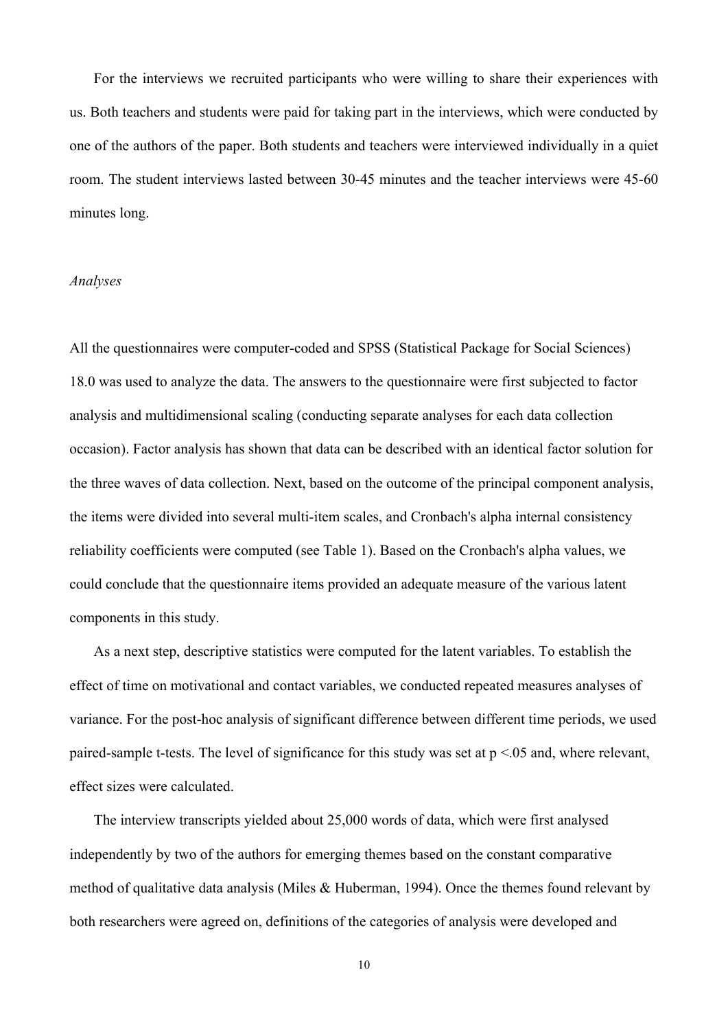For the interviews we recruited participants who were willing to share their experiences with us. Both teachers and students were paid for taking part in the interviews, which were conducted by one of the authors of the paper. Both students and teachers were interviewed individually in a quiet room. The student interviews lasted between 30-45 minutes and the teacher interviews were 45-60 minutes long.

*Analyses*

All the questionnaires were computer-coded and SPSS (Statistical Package for Social Sciences) 18.0 was used to analyze the data. The answers to the questionnaire were first subjected to factor analysis and multidimensional scaling (conducting separate analyses for each data collection occasion). Factor analysis has shown that data can be described with an identical factor solution for the three waves of data collection. Next, based on the outcome of the principal component analysis, the items were divided into several multi-item scales, and Cronbach's alpha internal consistency reliability coefficients were computed (see Table 1). Based on the Cronbach's alpha values, we could conclude that the questionnaire items provided an adequate measure of the various latent components in this study.

As a next step, descriptive statistics were computed for the latent variables. To establish the effect of time on motivational and contact variables, we conducted repeated measures analyses of variance. For the post-hoc analysis of significant difference between different time periods, we used paired-sample t-tests. The level of significance for this study was set at $p < .05$ and, where relevant, effect sizes were calculated.

The interview transcripts yielded about 25,000 words of data, which were first analysed independently by two of the authors for emerging themes based on the constant comparative method of qualitative data analysis (Miles & Huberman, 1994). Once the themes found relevant by both researchers were agreed on, definitions of the categories of analysis were developed and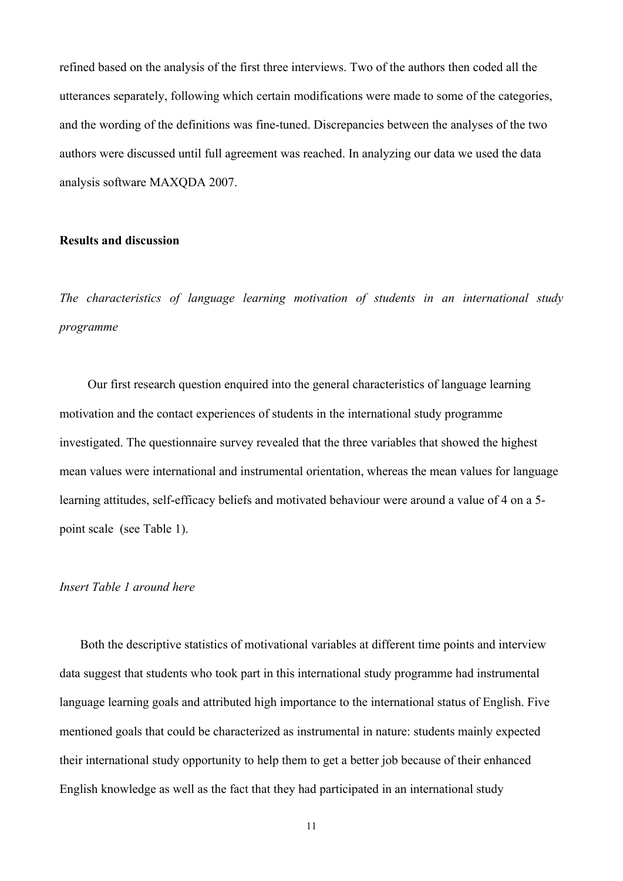refined based on the analysis of the first three interviews. Two of the authors then coded all the utterances separately, following which certain modifications were made to some of the categories, and the wording of the definitions was fine-tuned. Discrepancies between the analyses of the two authors were discussed until full agreement was reached. In analyzing our data we used the data analysis software MAXQDA 2007.

## Results and discussion

### *The characteristics of language learning motivation of students in an international study programme*

Our first research question enquired into the general characteristics of language learning motivation and the contact experiences of students in the international study programme investigated. The questionnaire survey revealed that the three variables that showed the highest mean values were international and instrumental orientation, whereas the mean values for language learning attitudes, self-efficacy beliefs and motivated behaviour were around a value of 4 on a 5-point scale (see Table 1).

*Insert Table 1 around here*

Both the descriptive statistics of motivational variables at different time points and interview data suggest that students who took part in this international study programme had instrumental language learning goals and attributed high importance to the international status of English. Five mentioned goals that could be characterized as instrumental in nature: students mainly expected their international study opportunity to help them to get a better job because of their enhanced English knowledge as well as the fact that they had participated in an international study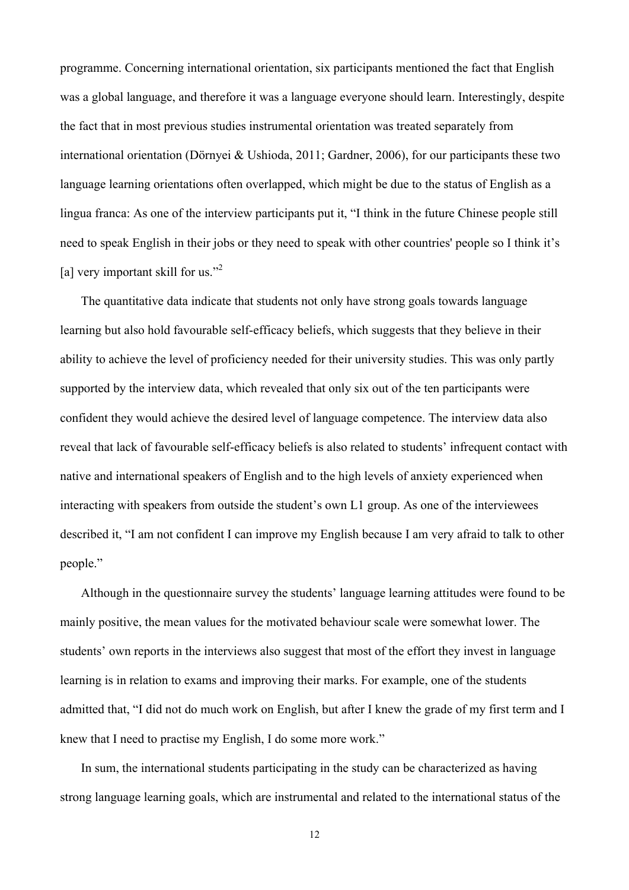programme. Concerning international orientation, six participants mentioned the fact that English was a global language, and therefore it was a language everyone should learn. Interestingly, despite the fact that in most previous studies instrumental orientation was treated separately from international orientation (Dörnyei & Ushioda, 2011; Gardner, 2006), for our participants these two language learning orientations often overlapped, which might be due to the status of English as a lingua franca: As one of the interview participants put it, "I think in the future Chinese people still need to speak English in their jobs or they need to speak with other countries' people so I think it's [a] very important skill for us."[2]

The quantitative data indicate that students not only have strong goals towards language learning but also hold favourable self-efficacy beliefs, which suggests that they believe in their ability to achieve the level of proficiency needed for their university studies. This was only partly supported by the interview data, which revealed that only six out of the ten participants were confident they would achieve the desired level of language competence. The interview data also reveal that lack of favourable self-efficacy beliefs is also related to students' infrequent contact with native and international speakers of English and to the high levels of anxiety experienced when interacting with speakers from outside the student's own L1 group. As one of the interviewees described it, "I am not confident I can improve my English because I am very afraid to talk to other people."

Although in the questionnaire survey the students' language learning attitudes were found to be mainly positive, the mean values for the motivated behaviour scale were somewhat lower. The students' own reports in the interviews also suggest that most of the effort they invest in language learning is in relation to exams and improving their marks. For example, one of the students admitted that, "I did not do much work on English, but after I knew the grade of my first term and I knew that I need to practise my English, I do some more work."

In sum, the international students participating in the study can be characterized as having strong language learning goals, which are instrumental and related to the international status of the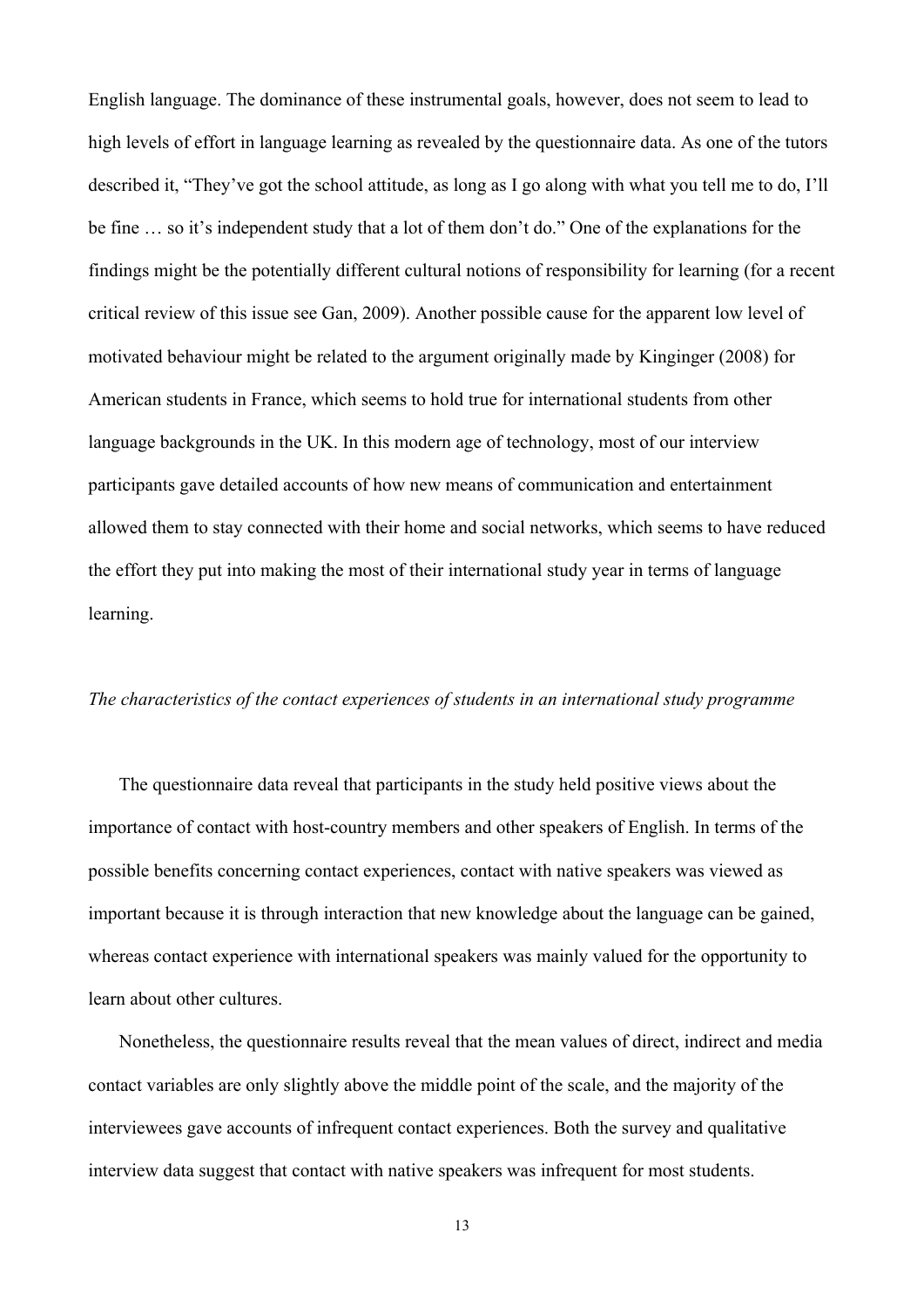English language. The dominance of these instrumental goals, however, does not seem to lead to high levels of effort in language learning as revealed by the questionnaire data. As one of the tutors described it, "They've got the school attitude, as long as I go along with what you tell me to do, I'll be fine … so it's independent study that a lot of them don't do." One of the explanations for the findings might be the potentially different cultural notions of responsibility for learning (for a recent critical review of this issue see Gan, 2009). Another possible cause for the apparent low level of motivated behaviour might be related to the argument originally made by Kinginger (2008) for American students in France, which seems to hold true for international students from other language backgrounds in the UK. In this modern age of technology, most of our interview participants gave detailed accounts of how new means of communication and entertainment allowed them to stay connected with their home and social networks, which seems to have reduced the effort they put into making the most of their international study year in terms of language learning.

*The characteristics of the contact experiences of students in an international study programme*

The questionnaire data reveal that participants in the study held positive views about the importance of contact with host-country members and other speakers of English. In terms of the possible benefits concerning contact experiences, contact with native speakers was viewed as important because it is through interaction that new knowledge about the language can be gained, whereas contact experience with international speakers was mainly valued for the opportunity to learn about other cultures.

Nonetheless, the questionnaire results reveal that the mean values of direct, indirect and media contact variables are only slightly above the middle point of the scale, and the majority of the interviewees gave accounts of infrequent contact experiences. Both the survey and qualitative interview data suggest that contact with native speakers was infrequent for most students.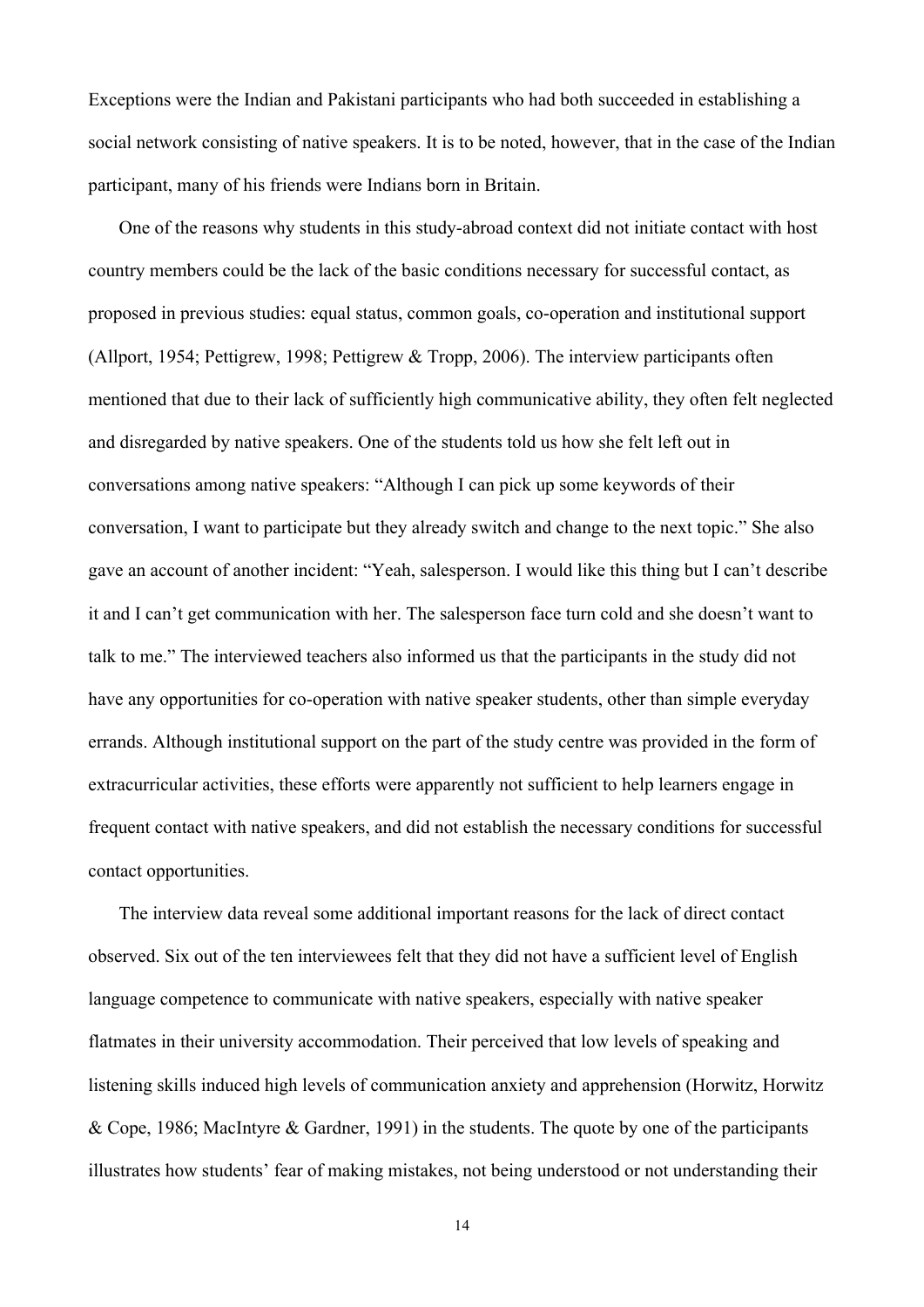Exceptions were the Indian and Pakistani participants who had both succeeded in establishing a social network consisting of native speakers. It is to be noted, however, that in the case of the Indian participant, many of his friends were Indians born in Britain.

One of the reasons why students in this study-abroad context did not initiate contact with host country members could be the lack of the basic conditions necessary for successful contact, as proposed in previous studies: equal status, common goals, co-operation and institutional support (Allport, 1954; Pettigrew, 1998; Pettigrew & Tropp, 2006). The interview participants often mentioned that due to their lack of sufficiently high communicative ability, they often felt neglected and disregarded by native speakers. One of the students told us how she felt left out in conversations among native speakers: "Although I can pick up some keywords of their conversation, I want to participate but they already switch and change to the next topic." She also gave an account of another incident: "Yeah, salesperson. I would like this thing but I can't describe it and I can't get communication with her. The salesperson face turn cold and she doesn't want to talk to me." The interviewed teachers also informed us that the participants in the study did not have any opportunities for co-operation with native speaker students, other than simple everyday errands. Although institutional support on the part of the study centre was provided in the form of extracurricular activities, these efforts were apparently not sufficient to help learners engage in frequent contact with native speakers, and did not establish the necessary conditions for successful contact opportunities.

The interview data reveal some additional important reasons for the lack of direct contact observed. Six out of the ten interviewees felt that they did not have a sufficient level of English language competence to communicate with native speakers, especially with native speaker flatmates in their university accommodation. Their perceived that low levels of speaking and listening skills induced high levels of communication anxiety and apprehension (Horwitz, Horwitz & Cope, 1986; MacIntyre & Gardner, 1991) in the students. The quote by one of the participants illustrates how students' fear of making mistakes, not being understood or not understanding their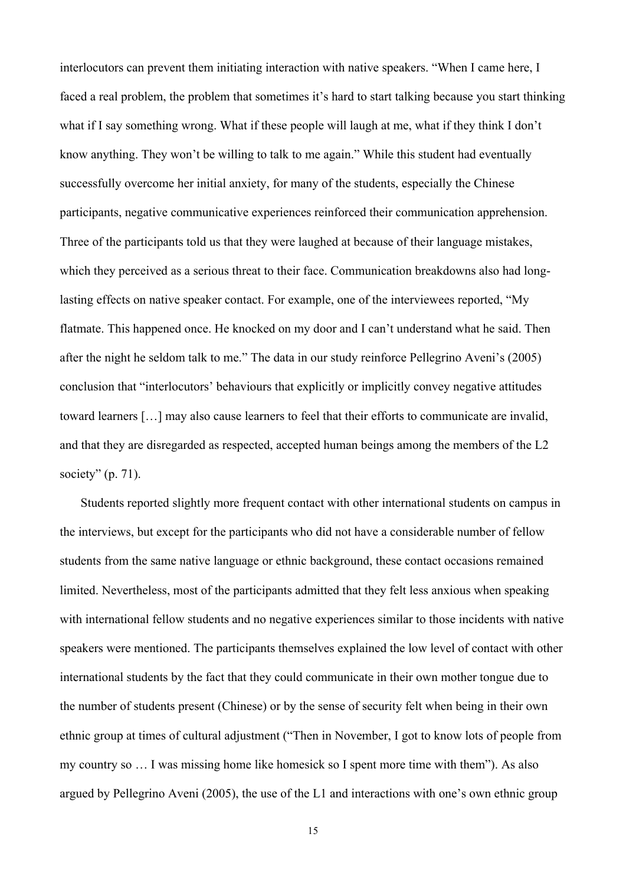interlocutors can prevent them initiating interaction with native speakers. "When I came here, I faced a real problem, the problem that sometimes it's hard to start talking because you start thinking what if I say something wrong. What if these people will laugh at me, what if they think I don't know anything. They won't be willing to talk to me again." While this student had eventually successfully overcome her initial anxiety, for many of the students, especially the Chinese participants, negative communicative experiences reinforced their communication apprehension. Three of the participants told us that they were laughed at because of their language mistakes, which they perceived as a serious threat to their face. Communication breakdowns also had long-lasting effects on native speaker contact. For example, one of the interviewees reported, "My flatmate. This happened once. He knocked on my door and I can't understand what he said. Then after the night he seldom talk to me." The data in our study reinforce Pellegrino Aveni's (2005) conclusion that "interlocutors' behaviours that explicitly or implicitly convey negative attitudes toward learners […] may also cause learners to feel that their efforts to communicate are invalid, and that they are disregarded as respected, accepted human beings among the members of the L2 society" (p. 71).

Students reported slightly more frequent contact with other international students on campus in the interviews, but except for the participants who did not have a considerable number of fellow students from the same native language or ethnic background, these contact occasions remained limited. Nevertheless, most of the participants admitted that they felt less anxious when speaking with international fellow students and no negative experiences similar to those incidents with native speakers were mentioned. The participants themselves explained the low level of contact with other international students by the fact that they could communicate in their own mother tongue due to the number of students present (Chinese) or by the sense of security felt when being in their own ethnic group at times of cultural adjustment ("Then in November, I got to know lots of people from my country so … I was missing home like homesick so I spent more time with them"). As also argued by Pellegrino Aveni (2005), the use of the L1 and interactions with one's own ethnic group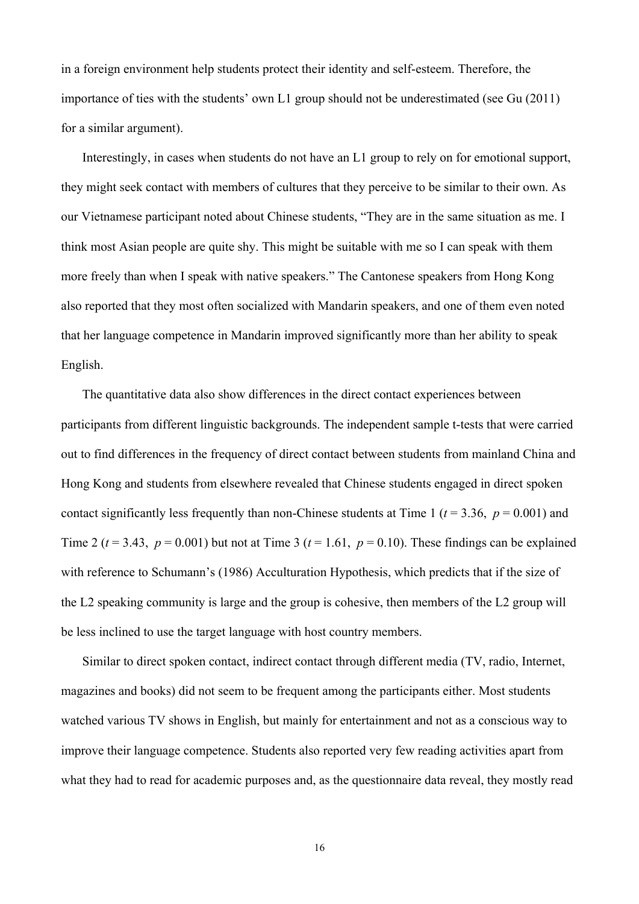in a foreign environment help students protect their identity and self-esteem. Therefore, the importance of ties with the students' own L1 group should not be underestimated (see Gu (2011) for a similar argument).

Interestingly, in cases when students do not have an L1 group to rely on for emotional support, they might seek contact with members of cultures that they perceive to be similar to their own. As our Vietnamese participant noted about Chinese students, "They are in the same situation as me. I think most Asian people are quite shy. This might be suitable with me so I can speak with them more freely than when I speak with native speakers." The Cantonese speakers from Hong Kong also reported that they most often socialized with Mandarin speakers, and one of them even noted that her language competence in Mandarin improved significantly more than her ability to speak English.

The quantitative data also show differences in the direct contact experiences between participants from different linguistic backgrounds. The independent sample t-tests that were carried out to find differences in the frequency of direct contact between students from mainland China and Hong Kong and students from elsewhere revealed that Chinese students engaged in direct spoken contact significantly less frequently than non-Chinese students at Time 1 ($t = 3.36$, $p = 0.001$) and Time 2 ($t = 3.43$, $p = 0.001$) but not at Time 3 ($t = 1.61$, $p = 0.10$). These findings can be explained with reference to Schumann's (1986) Acculturation Hypothesis, which predicts that if the size of the L2 speaking community is large and the group is cohesive, then members of the L2 group will be less inclined to use the target language with host country members.

Similar to direct spoken contact, indirect contact through different media (TV, radio, Internet, magazines and books) did not seem to be frequent among the participants either. Most students watched various TV shows in English, but mainly for entertainment and not as a conscious way to improve their language competence. Students also reported very few reading activities apart from what they had to read for academic purposes and, as the questionnaire data reveal, they mostly read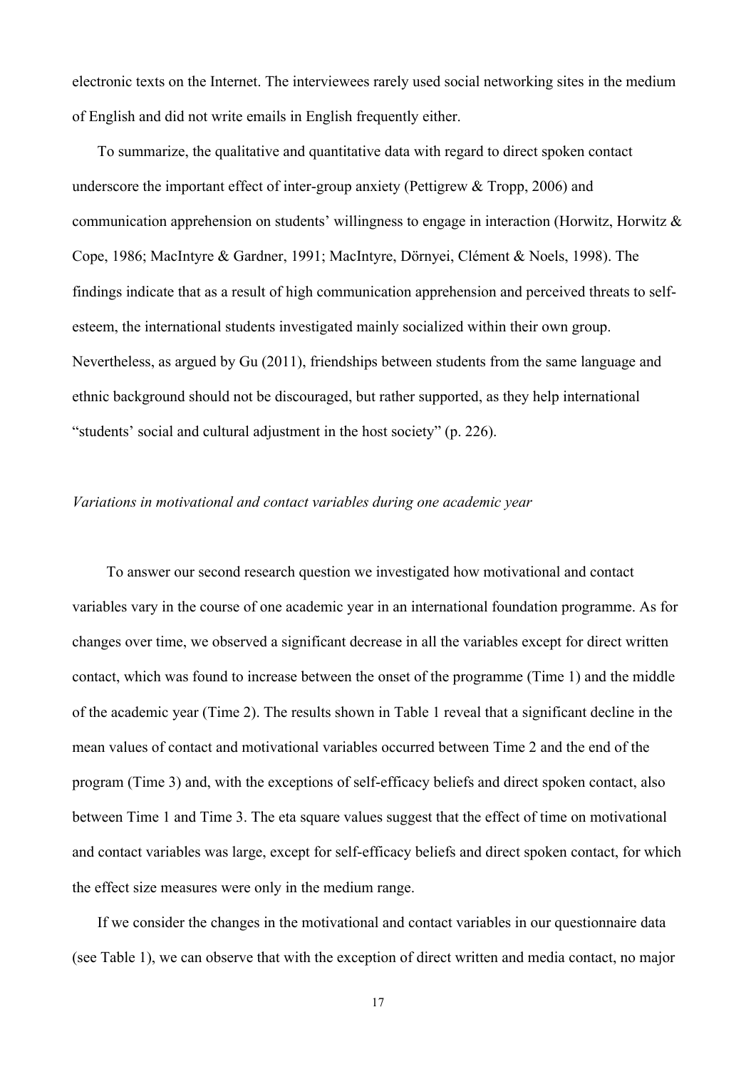electronic texts on the Internet. The interviewees rarely used social networking sites in the medium of English and did not write emails in English frequently either.

To summarize, the qualitative and quantitative data with regard to direct spoken contact underscore the important effect of inter-group anxiety (Pettigrew & Tropp, 2006) and communication apprehension on students' willingness to engage in interaction (Horwitz, Horwitz & Cope, 1986; MacIntyre & Gardner, 1991; MacIntyre, Dörnyei, Clément & Noels, 1998). The findings indicate that as a result of high communication apprehension and perceived threats to self-esteem, the international students investigated mainly socialized within their own group. Nevertheless, as argued by Gu (2011), friendships between students from the same language and ethnic background should not be discouraged, but rather supported, as they help international "students' social and cultural adjustment in the host society" (p. 226).

### *Variations in motivational and contact variables during one academic year*

To answer our second research question we investigated how motivational and contact variables vary in the course of one academic year in an international foundation programme. As for changes over time, we observed a significant decrease in all the variables except for direct written contact, which was found to increase between the onset of the programme (Time 1) and the middle of the academic year (Time 2). The results shown in Table 1 reveal that a significant decline in the mean values of contact and motivational variables occurred between Time 2 and the end of the program (Time 3) and, with the exceptions of self-efficacy beliefs and direct spoken contact, also between Time 1 and Time 3. The eta square values suggest that the effect of time on motivational and contact variables was large, except for self-efficacy beliefs and direct spoken contact, for which the effect size measures were only in the medium range.

If we consider the changes in the motivational and contact variables in our questionnaire data (see Table 1), we can observe that with the exception of direct written and media contact, no major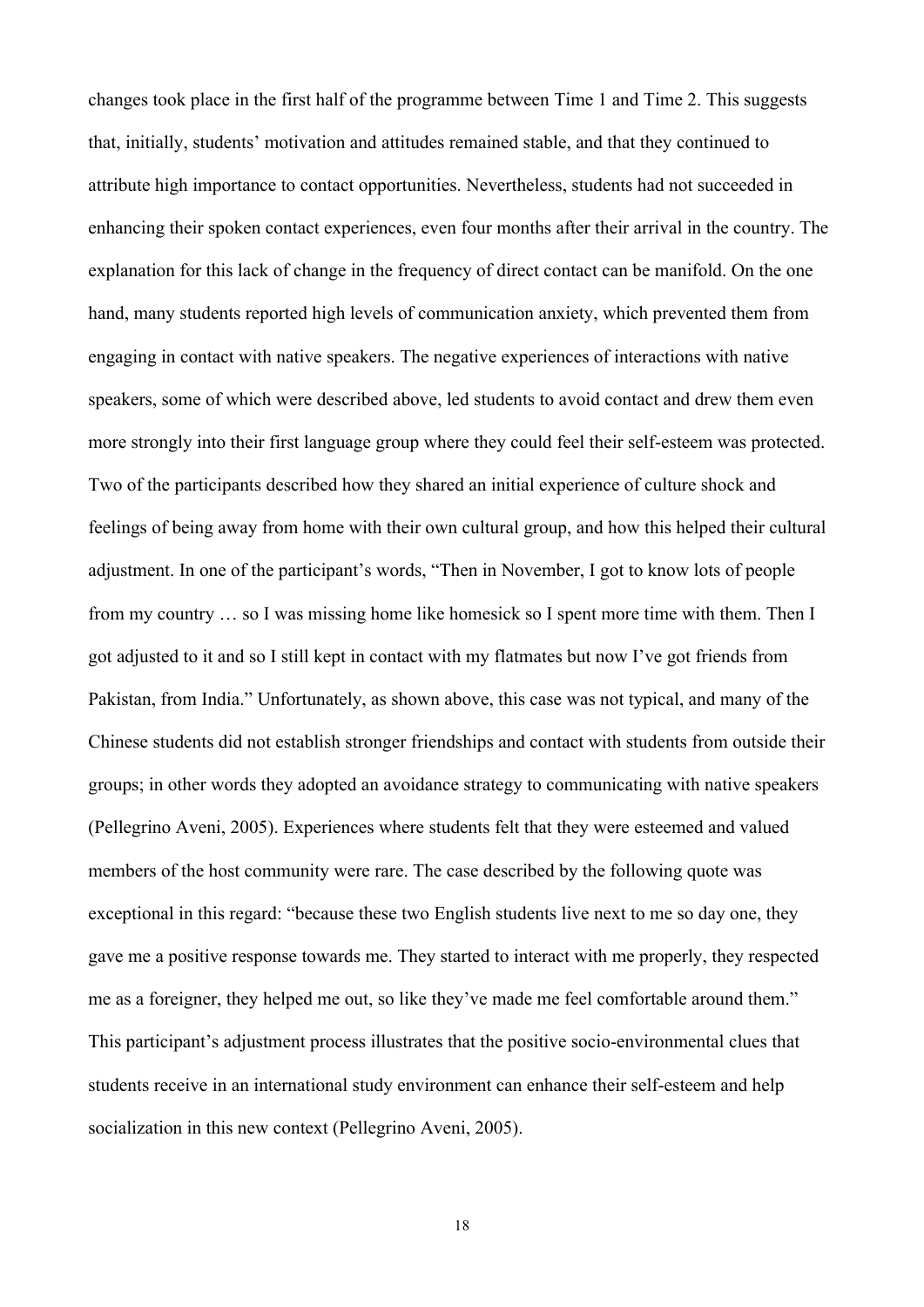changes took place in the first half of the programme between Time 1 and Time 2. This suggests that, initially, students' motivation and attitudes remained stable, and that they continued to attribute high importance to contact opportunities. Nevertheless, students had not succeeded in enhancing their spoken contact experiences, even four months after their arrival in the country. The explanation for this lack of change in the frequency of direct contact can be manifold. On the one hand, many students reported high levels of communication anxiety, which prevented them from engaging in contact with native speakers. The negative experiences of interactions with native speakers, some of which were described above, led students to avoid contact and drew them even more strongly into their first language group where they could feel their self-esteem was protected. Two of the participants described how they shared an initial experience of culture shock and feelings of being away from home with their own cultural group, and how this helped their cultural adjustment. In one of the participant's words, "Then in November, I got to know lots of people from my country … so I was missing home like homesick so I spent more time with them. Then I got adjusted to it and so I still kept in contact with my flatmates but now I've got friends from Pakistan, from India." Unfortunately, as shown above, this case was not typical, and many of the Chinese students did not establish stronger friendships and contact with students from outside their groups; in other words they adopted an avoidance strategy to communicating with native speakers (Pellegrino Aveni, 2005). Experiences where students felt that they were esteemed and valued members of the host community were rare. The case described by the following quote was exceptional in this regard: "because these two English students live next to me so day one, they gave me a positive response towards me. They started to interact with me properly, they respected me as a foreigner, they helped me out, so like they've made me feel comfortable around them." This participant's adjustment process illustrates that the positive socio-environmental clues that students receive in an international study environment can enhance their self-esteem and help socialization in this new context (Pellegrino Aveni, 2005).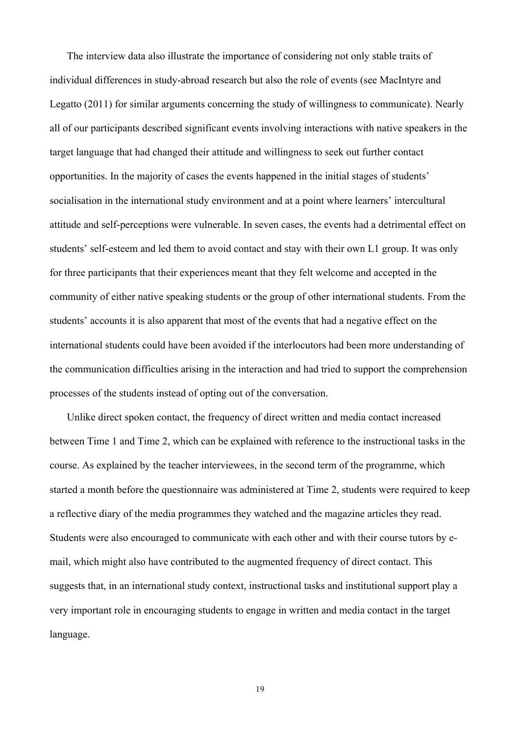The interview data also illustrate the importance of considering not only stable traits of individual differences in study-abroad research but also the role of events (see MacIntyre and Legatto (2011) for similar arguments concerning the study of willingness to communicate). Nearly all of our participants described significant events involving interactions with native speakers in the target language that had changed their attitude and willingness to seek out further contact opportunities. In the majority of cases the events happened in the initial stages of students' socialisation in the international study environment and at a point where learners' intercultural attitude and self-perceptions were vulnerable. In seven cases, the events had a detrimental effect on students' self-esteem and led them to avoid contact and stay with their own L1 group. It was only for three participants that their experiences meant that they felt welcome and accepted in the community of either native speaking students or the group of other international students. From the students' accounts it is also apparent that most of the events that had a negative effect on the international students could have been avoided if the interlocutors had been more understanding of the communication difficulties arising in the interaction and had tried to support the comprehension processes of the students instead of opting out of the conversation.

Unlike direct spoken contact, the frequency of direct written and media contact increased between Time 1 and Time 2, which can be explained with reference to the instructional tasks in the course. As explained by the teacher interviewees, in the second term of the programme, which started a month before the questionnaire was administered at Time 2, students were required to keep a reflective diary of the media programmes they watched and the magazine articles they read. Students were also encouraged to communicate with each other and with their course tutors by e-mail, which might also have contributed to the augmented frequency of direct contact. This suggests that, in an international study context, instructional tasks and institutional support play a very important role in encouraging students to engage in written and media contact in the target language.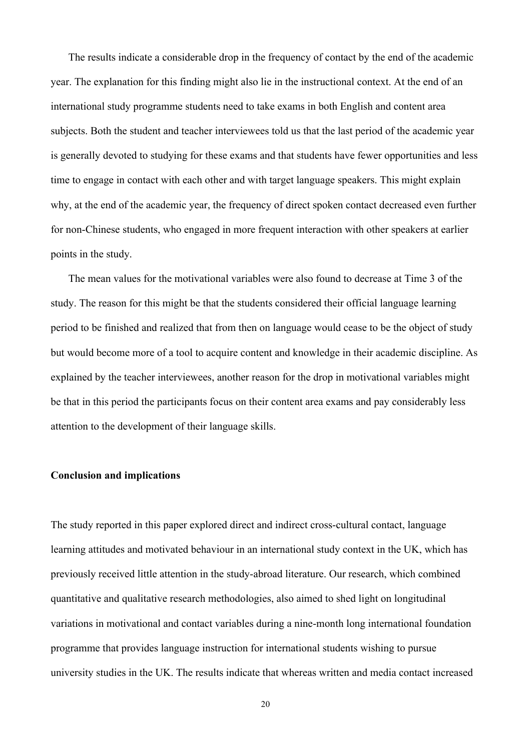The results indicate a considerable drop in the frequency of contact by the end of the academic year. The explanation for this finding might also lie in the instructional context. At the end of an international study programme students need to take exams in both English and content area subjects. Both the student and teacher interviewees told us that the last period of the academic year is generally devoted to studying for these exams and that students have fewer opportunities and less time to engage in contact with each other and with target language speakers. This might explain why, at the end of the academic year, the frequency of direct spoken contact decreased even further for non-Chinese students, who engaged in more frequent interaction with other speakers at earlier points in the study.

The mean values for the motivational variables were also found to decrease at Time 3 of the study. The reason for this might be that the students considered their official language learning period to be finished and realized that from then on language would cease to be the object of study but would become more of a tool to acquire content and knowledge in their academic discipline. As explained by the teacher interviewees, another reason for the drop in motivational variables might be that in this period the participants focus on their content area exams and pay considerably less attention to the development of their language skills.

## Conclusion and implications

The study reported in this paper explored direct and indirect cross-cultural contact, language learning attitudes and motivated behaviour in an international study context in the UK, which has previously received little attention in the study-abroad literature. Our research, which combined quantitative and qualitative research methodologies, also aimed to shed light on longitudinal variations in motivational and contact variables during a nine-month long international foundation programme that provides language instruction for international students wishing to pursue university studies in the UK. The results indicate that whereas written and media contact increased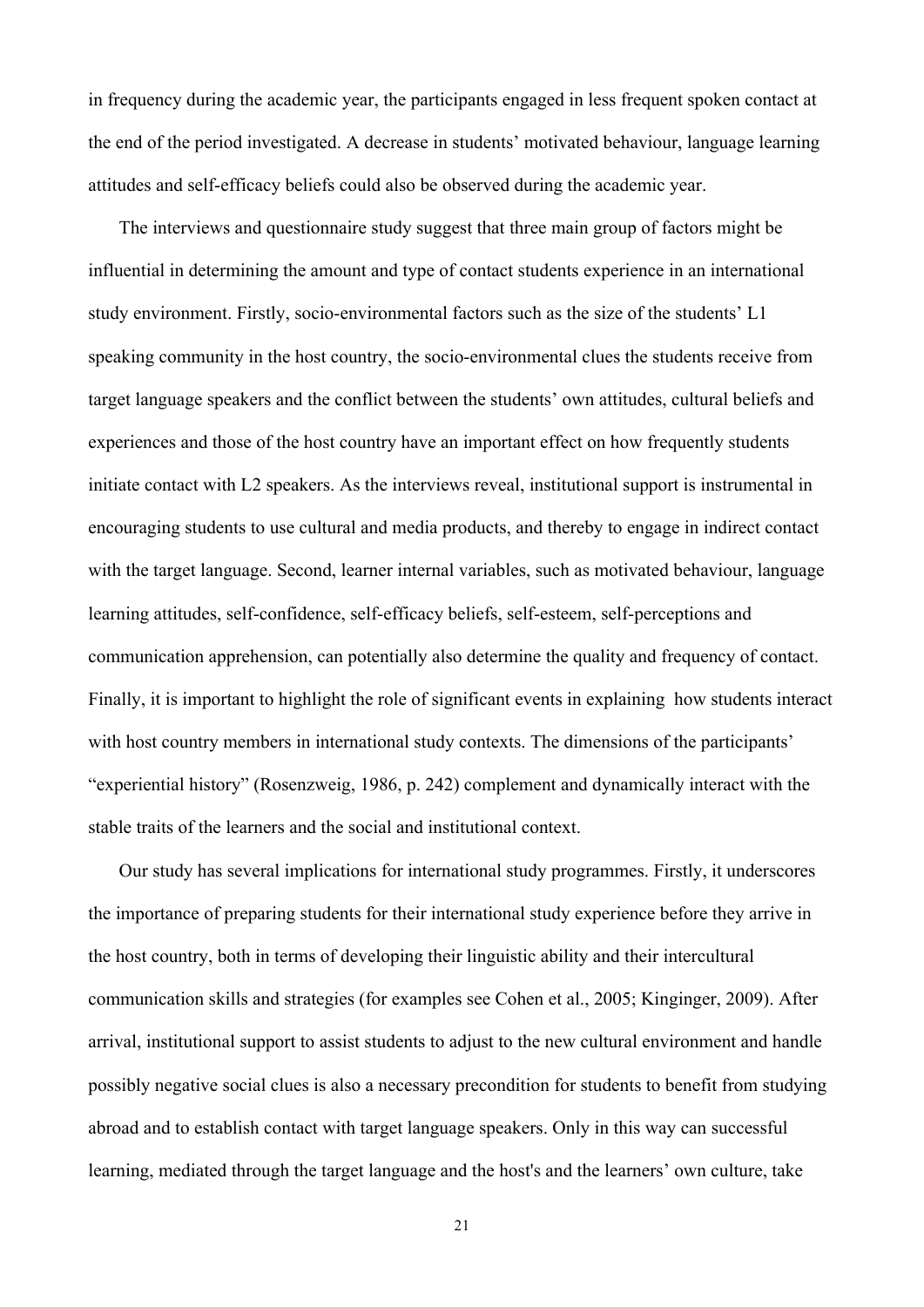in frequency during the academic year, the participants engaged in less frequent spoken contact at the end of the period investigated. A decrease in students' motivated behaviour, language learning attitudes and self-efficacy beliefs could also be observed during the academic year.

The interviews and questionnaire study suggest that three main group of factors might be influential in determining the amount and type of contact students experience in an international study environment. Firstly, socio-environmental factors such as the size of the students' L1 speaking community in the host country, the socio-environmental clues the students receive from target language speakers and the conflict between the students' own attitudes, cultural beliefs and experiences and those of the host country have an important effect on how frequently students initiate contact with L2 speakers. As the interviews reveal, institutional support is instrumental in encouraging students to use cultural and media products, and thereby to engage in indirect contact with the target language. Second, learner internal variables, such as motivated behaviour, language learning attitudes, self-confidence, self-efficacy beliefs, self-esteem, self-perceptions and communication apprehension, can potentially also determine the quality and frequency of contact. Finally, it is important to highlight the role of significant events in explaining how students interact with host country members in international study contexts. The dimensions of the participants' "experiential history" (Rosenzweig, 1986, p. 242) complement and dynamically interact with the stable traits of the learners and the social and institutional context.

Our study has several implications for international study programmes. Firstly, it underscores the importance of preparing students for their international study experience before they arrive in the host country, both in terms of developing their linguistic ability and their intercultural communication skills and strategies (for examples see Cohen et al., 2005; Kinginger, 2009). After arrival, institutional support to assist students to adjust to the new cultural environment and handle possibly negative social clues is also a necessary precondition for students to benefit from studying abroad and to establish contact with target language speakers. Only in this way can successful learning, mediated through the target language and the host's and the learners' own culture, take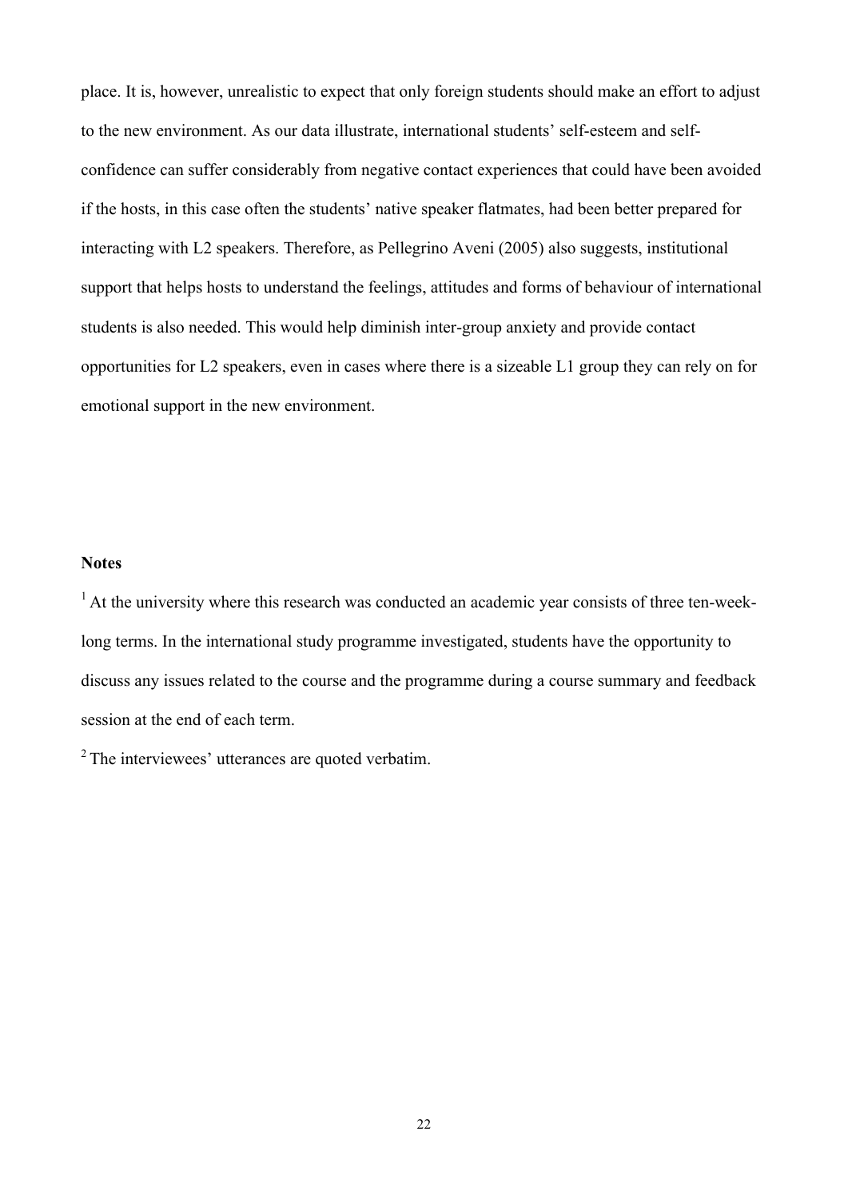place. It is, however, unrealistic to expect that only foreign students should make an effort to adjust to the new environment. As our data illustrate, international students' self-esteem and self-confidence can suffer considerably from negative contact experiences that could have been avoided if the hosts, in this case often the students' native speaker flatmates, had been better prepared for interacting with L2 speakers. Therefore, as Pellegrino Aveni (2005) also suggests, institutional support that helps hosts to understand the feelings, attitudes and forms of behaviour of international students is also needed. This would help diminish inter-group anxiety and provide contact opportunities for L2 speakers, even in cases where there is a sizeable L1 group they can rely on for emotional support in the new environment.

**Notes**

[1] At the university where this research was conducted an academic year consists of three ten-week-long terms. In the international study programme investigated, students have the opportunity to discuss any issues related to the course and the programme during a course summary and feedback session at the end of each term.

[2] The interviewees' utterances are quoted verbatim.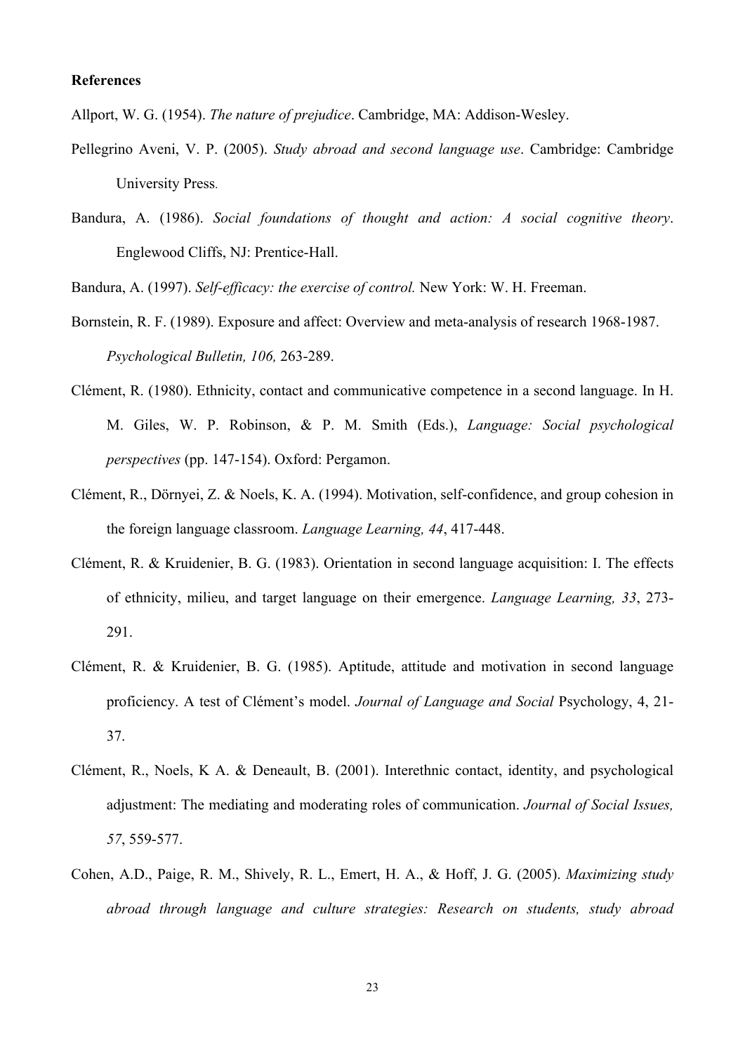**References**

Allport, W. G. (1954). *The nature of prejudice*. Cambridge, MA: Addison-Wesley.

Pellegrino Aveni, V. P. (2005). *Study abroad and second language use*. Cambridge: Cambridge University Press.

Bandura, A. (1986). *Social foundations of thought and action: A social cognitive theory*. Englewood Cliffs, NJ: Prentice-Hall.

Bandura, A. (1997). *Self-efficacy: the exercise of control.* New York: W. H. Freeman.

Bornstein, R. F. (1989). Exposure and affect: Overview and meta-analysis of research 1968-1987. *Psychological Bulletin, 106,* 263-289.

Clément, R. (1980). Ethnicity, contact and communicative competence in a second language. In H. M. Giles, W. P. Robinson, & P. M. Smith (Eds.), *Language: Social psychological perspectives* (pp. 147-154). Oxford: Pergamon.

Clément, R., Dörnyei, Z. & Noels, K. A. (1994). Motivation, self-confidence, and group cohesion in the foreign language classroom. *Language Learning, 44*, 417-448.

Clément, R. & Kruidenier, B. G. (1983). Orientation in second language acquisition: I. The effects of ethnicity, milieu, and target language on their emergence. *Language Learning, 33*, 273-291.

Clément, R. & Kruidenier, B. G. (1985). Aptitude, attitude and motivation in second language proficiency. A test of Clément's model. *Journal of Language and Social* Psychology, 4, 21-37.

Clément, R., Noels, K A. & Deneault, B. (2001). Interethnic contact, identity, and psychological adjustment: The mediating and moderating roles of communication. *Journal of Social Issues, 57*, 559-577.

Cohen, A.D., Paige, R. M., Shively, R. L., Emert, H. A., & Hoff, J. G. (2005). *Maximizing study abroad through language and culture strategies: Research on students, study abroad*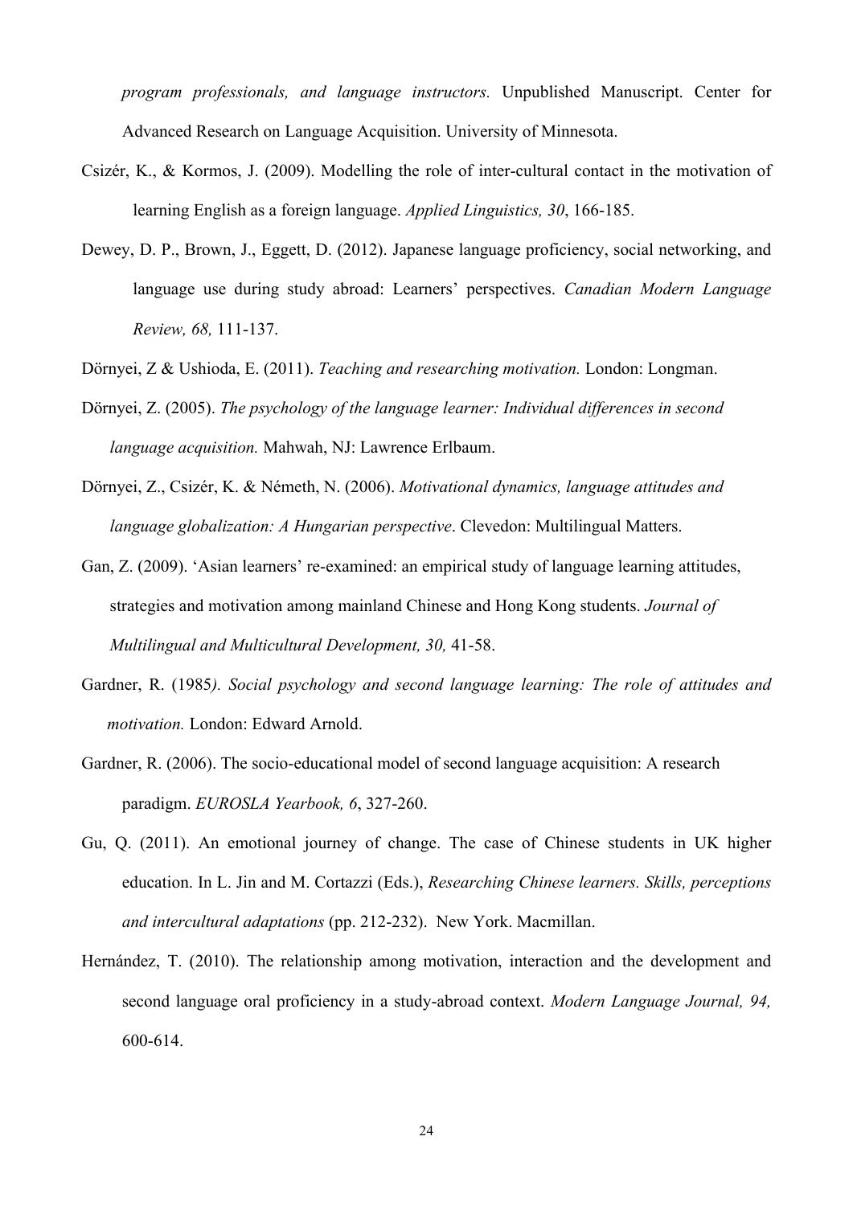*program professionals, and language instructors.* Unpublished Manuscript. Center for Advanced Research on Language Acquisition. University of Minnesota.

Csizér, K., & Kormos, J. (2009). Modelling the role of inter-cultural contact in the motivation of learning English as a foreign language. *Applied Linguistics, 30*, 166-185.

Dewey, D. P., Brown, J., Eggett, D. (2012). Japanese language proficiency, social networking, and language use during study abroad: Learners' perspectives. *Canadian Modern Language Review, 68,* 111-137.

Dörnyei, Z & Ushioda, E. (2011). *Teaching and researching motivation.* London: Longman.

Dörnyei, Z. (2005). *The psychology of the language learner: Individual differences in second language acquisition.* Mahwah, NJ: Lawrence Erlbaum.

Dörnyei, Z., Csizér, K. & Németh, N. (2006). *Motivational dynamics, language attitudes and language globalization: A Hungarian perspective*. Clevedon: Multilingual Matters.

Gan, Z. (2009). 'Asian learners' re-examined: an empirical study of language learning attitudes, strategies and motivation among mainland Chinese and Hong Kong students. *Journal of Multilingual and Multicultural Development, 30,* 41-58.

Gardner, R. (1985*). Social psychology and second language learning: The role of attitudes and motivation.* London: Edward Arnold.

Gardner, R. (2006). The socio-educational model of second language acquisition: A research paradigm. *EUROSLA Yearbook, 6*, 327-260.

Gu, Q. (2011). An emotional journey of change. The case of Chinese students in UK higher education. In L. Jin and M. Cortazzi (Eds.), *Researching Chinese learners. Skills, perceptions and intercultural adaptations* (pp. 212-232). New York. Macmillan.

Hernández, T. (2010). The relationship among motivation, interaction and the development and second language oral proficiency in a study-abroad context. *Modern Language Journal, 94,* 600-614.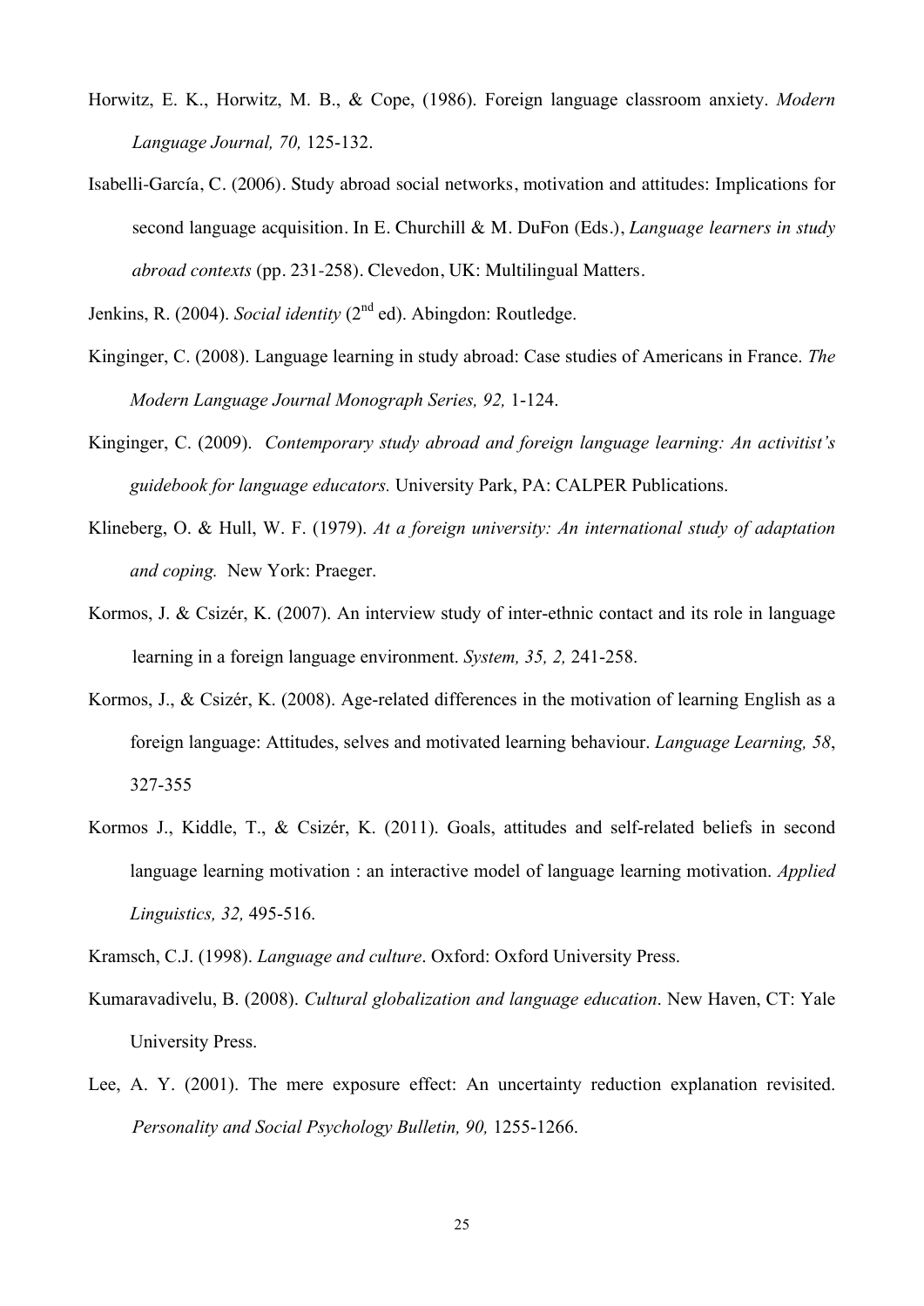Horwitz, E. K., Horwitz, M. B., & Cope, (1986). Foreign language classroom anxiety. *Modern Language Journal, 70,* 125-132.

Isabelli-García, C. (2006). Study abroad social networks, motivation and attitudes: Implications for second language acquisition. In E. Churchill & M. DuFon (Eds.), *Language learners in study abroad contexts* (pp. 231-258). Clevedon, UK: Multilingual Matters.

Jenkins, R. (2004). *Social identity* (2nd ed). Abingdon: Routledge.

Kinginger, C. (2008). Language learning in study abroad: Case studies of Americans in France. *The Modern Language Journal Monograph Series, 92,* 1-124.

Kinginger, C. (2009). *Contemporary study abroad and foreign language learning: An activitist's guidebook for language educators.* University Park, PA: CALPER Publications.

Klineberg, O. & Hull, W. F. (1979). *At a foreign university: An international study of adaptation and coping.* New York: Praeger.

Kormos, J. & Csizér, K. (2007). An interview study of inter-ethnic contact and its role in language learning in a foreign language environment. *System, 35, 2,* 241-258.

Kormos, J., & Csizér, K. (2008). Age-related differences in the motivation of learning English as a foreign language: Attitudes, selves and motivated learning behaviour. *Language Learning, 58*, 327-355

Kormos J., Kiddle, T., & Csizér, K. (2011). Goals, attitudes and self-related beliefs in second language learning motivation : an interactive model of language learning motivation. *Applied Linguistics, 32,* 495-516.

Kramsch, C.J. (1998). *Language and culture*. Oxford: Oxford University Press.

Kumaravadivelu, B. (2008). *Cultural globalization and language education*. New Haven, CT: Yale University Press.

Lee, A. Y. (2001). The mere exposure effect: An uncertainty reduction explanation revisited. *Personality and Social Psychology Bulletin, 90,* 1255-1266.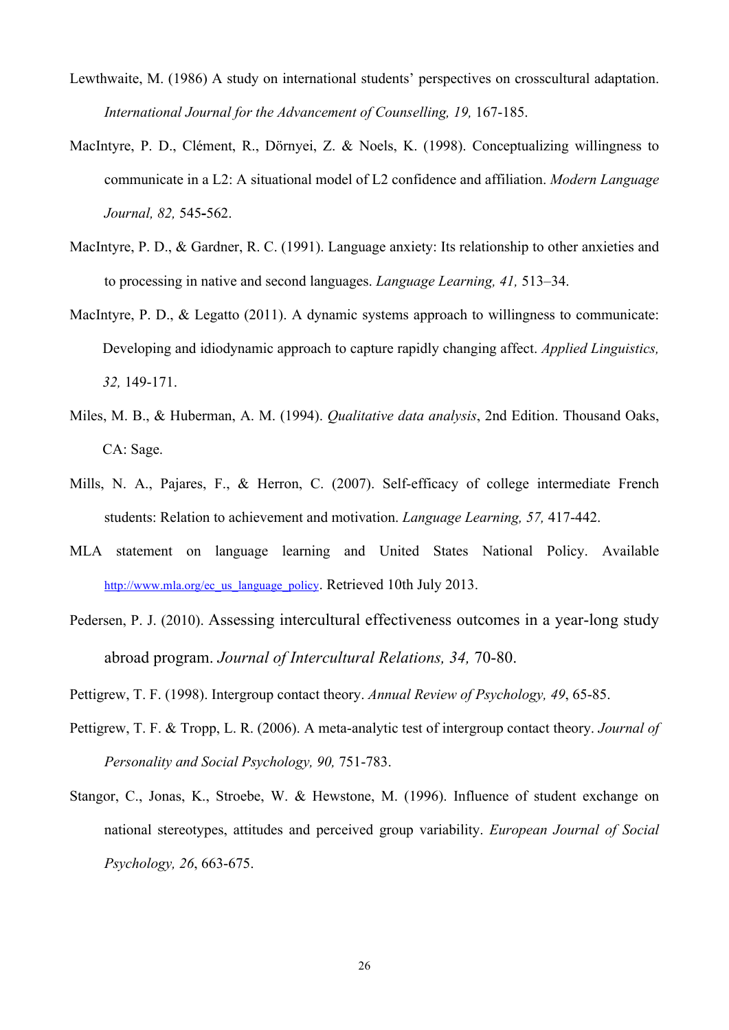Lewthwaite, M. (1986) A study on international students' perspectives on crosscultural adaptation. *International Journal for the Advancement of Counselling, 19,* 167-185.

MacIntyre, P. D., Clément, R., Dörnyei, Z. & Noels, K. (1998). Conceptualizing willingness to communicate in a L2: A situational model of L2 confidence and affiliation. *Modern Language Journal, 82,* 545-562.

MacIntyre, P. D., & Gardner, R. C. (1991). Language anxiety: Its relationship to other anxieties and to processing in native and second languages. *Language Learning, 41,* 513–34.

MacIntyre, P. D., & Legatto (2011). A dynamic systems approach to willingness to communicate: Developing and idiodynamic approach to capture rapidly changing affect. *Applied Linguistics, 32,* 149-171.

Miles, M. B., & Huberman, A. M. (1994). *Qualitative data analysis*, 2nd Edition. Thousand Oaks, CA: Sage.

Mills, N. A., Pajares, F., & Herron, C. (2007). Self-efficacy of college intermediate French students: Relation to achievement and motivation. *Language Learning, 57,* 417-442.

MLA statement on language learning and United States National Policy. Available http://www.mla.org/ec_us_language_policy. Retrieved 10th July 2013.

Pedersen, P. J. (2010). Assessing intercultural effectiveness outcomes in a year-long study abroad program. *Journal of Intercultural Relations, 34,* 70-80.

Pettigrew, T. F. (1998). Intergroup contact theory. *Annual Review of Psychology, 49*, 65-85.

Pettigrew, T. F. & Tropp, L. R. (2006). A meta-analytic test of intergroup contact theory. *Journal of Personality and Social Psychology, 90,* 751-783.

Stangor, C., Jonas, K., Stroebe, W. & Hewstone, M. (1996). Influence of student exchange on national stereotypes, attitudes and perceived group variability. *European Journal of Social Psychology, 26*, 663-675.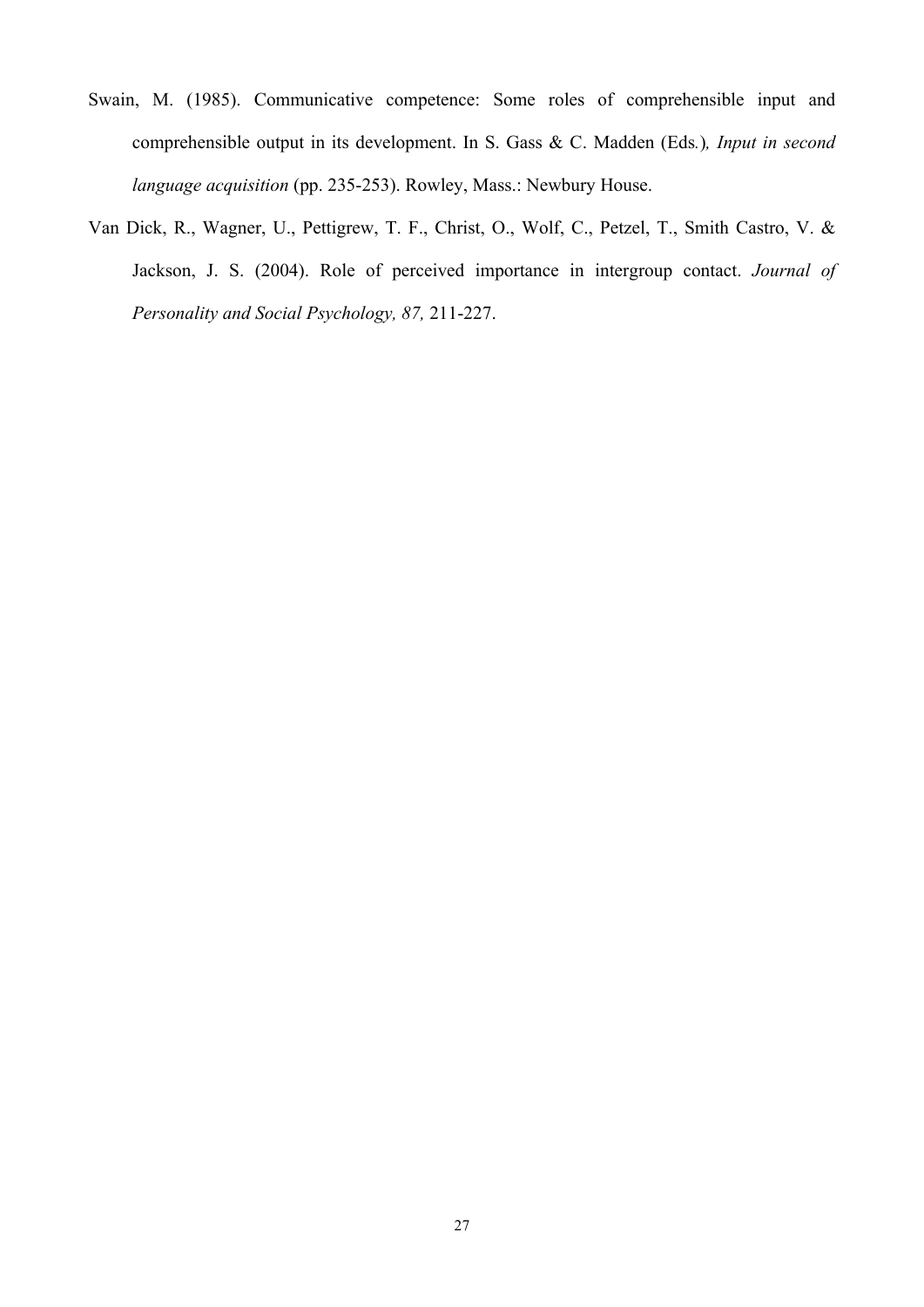Swain, M. (1985). Communicative competence: Some roles of comprehensible input and comprehensible output in its development. In S. Gass & C. Madden (Eds.), *Input in second language acquisition* (pp. 235-253). Rowley, Mass.: Newbury House.

Van Dick, R., Wagner, U., Pettigrew, T. F., Christ, O., Wolf, C., Petzel, T., Smith Castro, V. & Jackson, J. S. (2004). Role of perceived importance in intergroup contact. *Journal of Personality and Social Psychology, 87,* 211-227.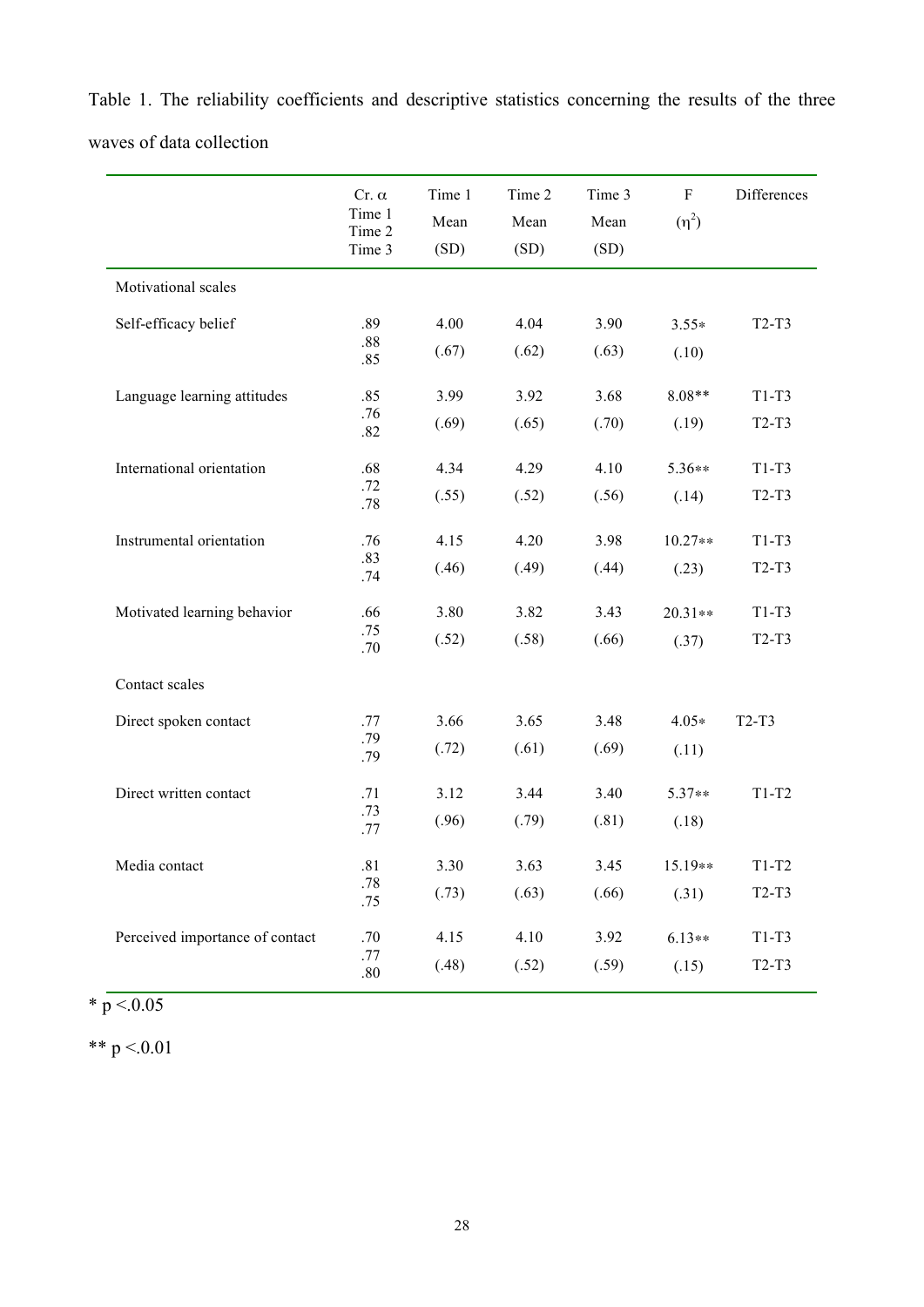Table 1. The reliability coefficients and descriptive statistics concerning the results of the three waves of data collection

| | Cr. α Time 1 Time 2 Time 3 | Time 1 Mean (SD) | Time 2 Mean (SD) | Time 3 Mean (SD) | F ($\eta^2$) | Differences |
|---|---|---|---|---|---|---|
| Motivational scales | | | | | | |
| Self-efficacy belief | .89 .88 .85 | 4.00 (.67) | 4.04 (.62) | 3.90 (.63) | 3.55* (.10) | T2-T3 |
| Language learning attitudes | .85 .76 .82 | 3.99 (.69) | 3.92 (.65) | 3.68 (.70) | 8.08** (.19) | T1-T3 T2-T3 |
| International orientation | .68 .72 .78 | 4.34 (.55) | 4.29 (.52) | 4.10 (.56) | 5.36** (.14) | T1-T3 T2-T3 |
| Instrumental orientation | .76 .83 .74 | 4.15 (.46) | 4.20 (.49) | 3.98 (.44) | 10.27** (.23) | T1-T3 T2-T3 |
| Motivated learning behavior | .66 .75 .70 | 3.80 (.52) | 3.82 (.58) | 3.43 (.66) | 20.31** (.37) | T1-T3 T2-T3 |
| Contact scales | | | | | | |
| Direct spoken contact | .77 .79 .79 | 3.66 (.72) | 3.65 (.61) | 3.48 (.69) | 4.05* (.11) | T2-T3 |
| Direct written contact | .71 .73 .77 | 3.12 (.96) | 3.44 (.79) | 3.40 (.81) | 5.37** (.18) | T1-T2 |
| Media contact | .81 .78 .75 | 3.30 (.73) | 3.63 (.63) | 3.45 (.66) | 15.19** (.31) | T1-T2 T2-T3 |
| Perceived importance of contact | .70 .77 .80 | 4.15 (.48) | 4.10 (.52) | 3.92 (.59) | 6.13** (.15) | T1-T3 T2-T3 |

* $p < 0.05$

** $p < 0.01$